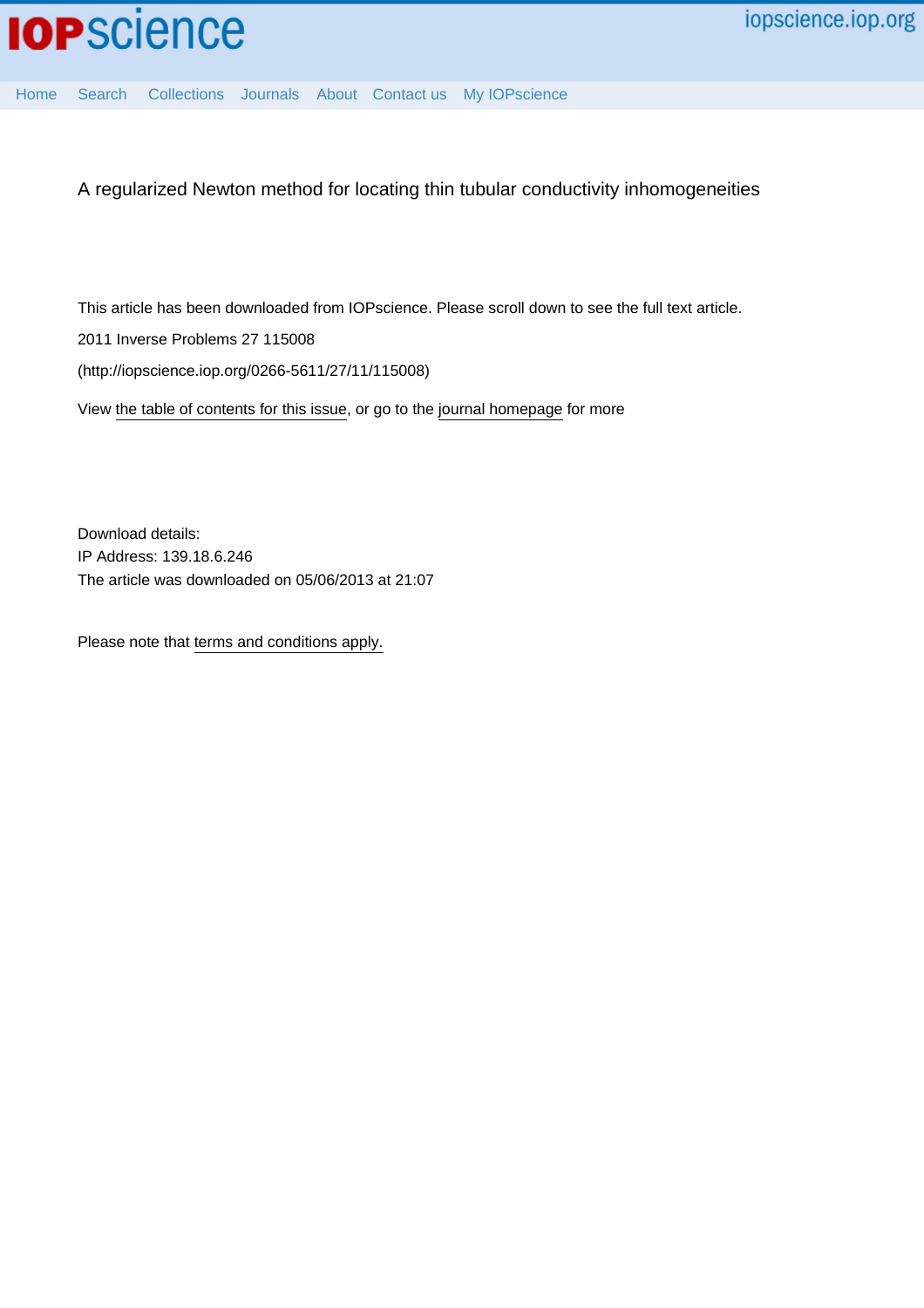A regularized Newton method for locating thin tubular conductivity inhomogeneities

This article has been downloaded from IOPscience. Please scroll down to see the full text article.

2011 Inverse Problems 27 115008

(http://iopscience.iop.org/0266-5611/27/11/115008)

View the table of contents for this issue, or go to the journal homepage for more

Download details:

IP Address: 139.18.6.246

The article was downloaded on 05/06/2013 at 21:07

Please note that terms and conditions apply.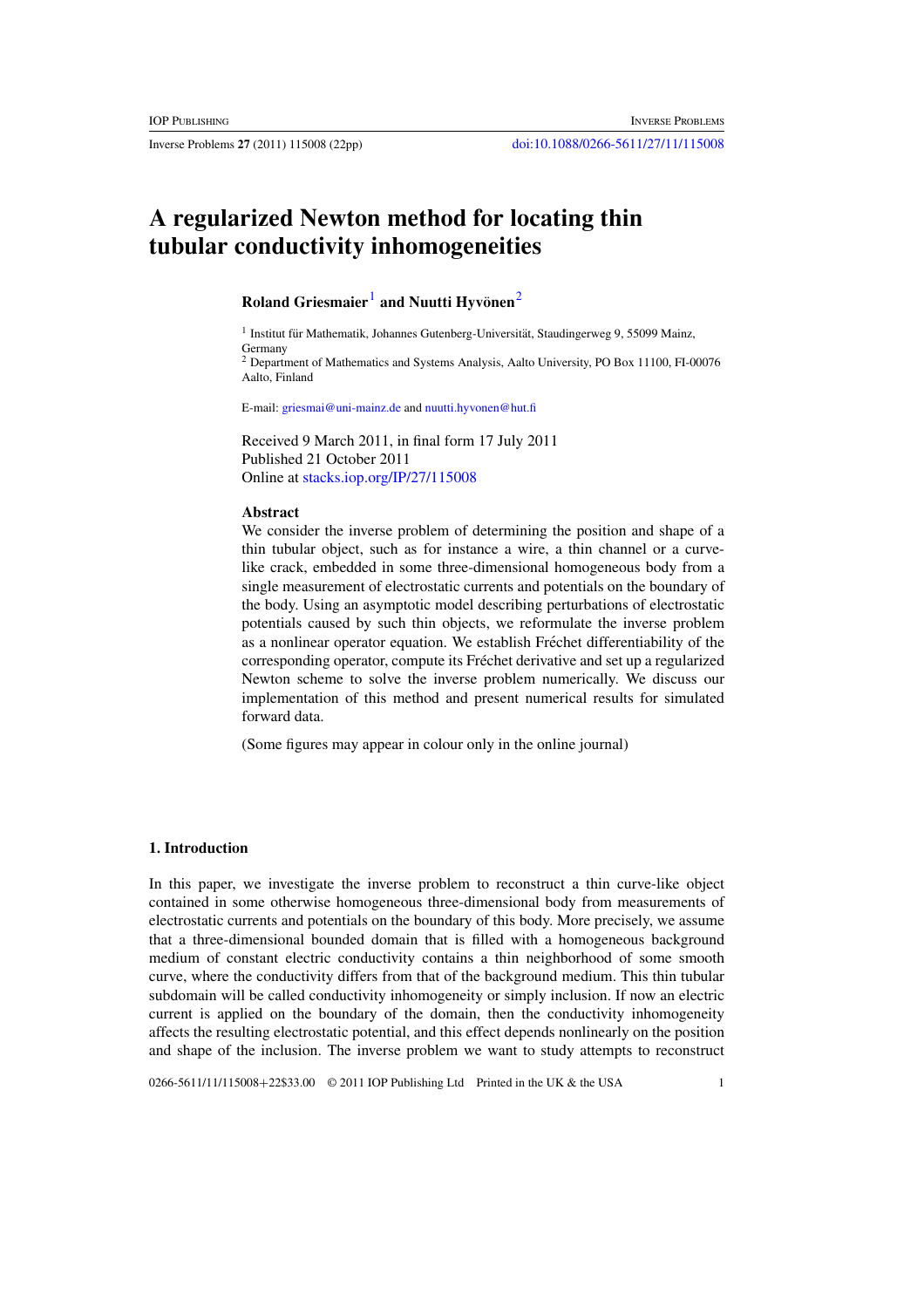# A regularized Newton method for locating thin tubular conductivity inhomogeneities

**Roland Griesmaier**[1] **and Nuutti Hyvönen**[2]

[1] Institut für Mathematik, Johannes Gutenberg-Universität, Staudingerweg 9, 55099 Mainz, Germany

[2] Department of Mathematics and Systems Analysis, Aalto University, PO Box 11100, FI-00076 Aalto, Finland

E-mail: griesmai@uni-mainz.de and nuutti.hyvonen@hut.fi

Received 9 March 2011, in final form 17 July 2011
Published 21 October 2011
Online at stacks.iop.org/IP/27/115008

### Abstract

We consider the inverse problem of determining the position and shape of a thin tubular object, such as for instance a wire, a thin channel or a curve-like crack, embedded in some three-dimensional homogeneous body from a single measurement of electrostatic currents and potentials on the boundary of the body. Using an asymptotic model describing perturbations of electrostatic potentials caused by such thin objects, we reformulate the inverse problem as a nonlinear operator equation. We establish Fréchet differentiability of the corresponding operator, compute its Fréchet derivative and set up a regularized Newton scheme to solve the inverse problem numerically. We discuss our implementation of this method and present numerical results for simulated forward data.

(Some figures may appear in colour only in the online journal)

## 1. Introduction

In this paper, we investigate the inverse problem to reconstruct a thin curve-like object contained in some otherwise homogeneous three-dimensional body from measurements of electrostatic currents and potentials on the boundary of this body. More precisely, we assume that a three-dimensional bounded domain that is filled with a homogeneous background medium of constant electric conductivity contains a thin neighborhood of some smooth curve, where the conductivity differs from that of the background medium. This thin tubular subdomain will be called conductivity inhomogeneity or simply inclusion. If now an electric current is applied on the boundary of the domain, then the conductivity inhomogeneity affects the resulting electrostatic potential, and this effect depends nonlinearly on the position and shape of the inclusion. The inverse problem we want to study attempts to reconstruct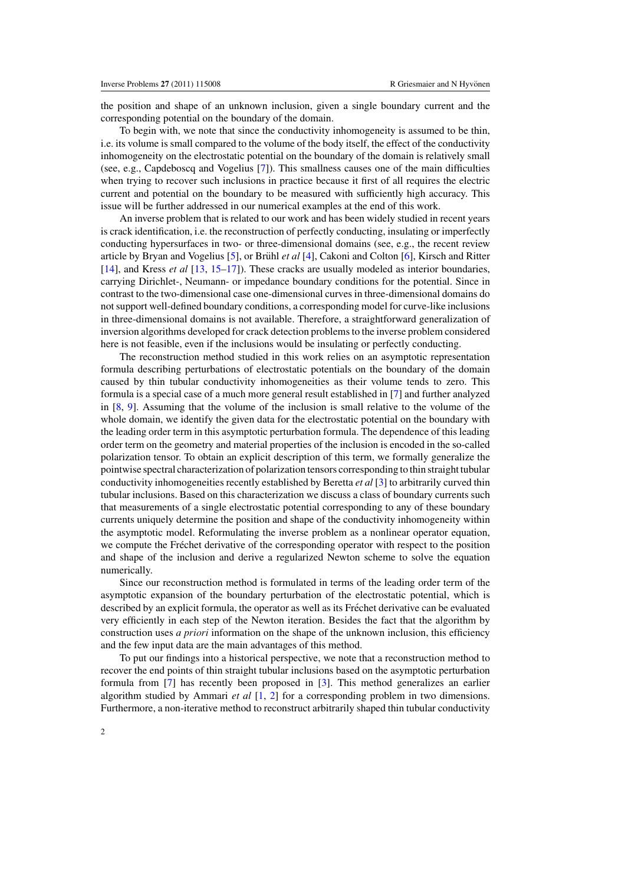the position and shape of an unknown inclusion, given a single boundary current and the corresponding potential on the boundary of the domain.

To begin with, we note that since the conductivity inhomogeneity is assumed to be thin, i.e. its volume is small compared to the volume of the body itself, the effect of the conductivity inhomogeneity on the electrostatic potential on the boundary of the domain is relatively small (see, e.g., Capdeboscq and Vogelius [7]). This smallness causes one of the main difficulties when trying to recover such inclusions in practice because it first of all requires the electric current and potential on the boundary to be measured with sufficiently high accuracy. This issue will be further addressed in our numerical examples at the end of this work.

An inverse problem that is related to our work and has been widely studied in recent years is crack identification, i.e. the reconstruction of perfectly conducting, insulating or imperfectly conducting hypersurfaces in two- or three-dimensional domains (see, e.g., the recent review article by Bryan and Vogelius [5], or Brühl *et al* [4], Cakoni and Colton [6], Kirsch and Ritter [14], and Kress *et al* [13, 15–17]). These cracks are usually modeled as interior boundaries, carrying Dirichlet-, Neumann- or impedance boundary conditions for the potential. Since in contrast to the two-dimensional case one-dimensional curves in three-dimensional domains do not support well-defined boundary conditions, a corresponding model for curve-like inclusions in three-dimensional domains is not available. Therefore, a straightforward generalization of inversion algorithms developed for crack detection problems to the inverse problem considered here is not feasible, even if the inclusions would be insulating or perfectly conducting.

The reconstruction method studied in this work relies on an asymptotic representation formula describing perturbations of electrostatic potentials on the boundary of the domain caused by thin tubular conductivity inhomogeneities as their volume tends to zero. This formula is a special case of a much more general result established in [7] and further analyzed in [8, 9]. Assuming that the volume of the inclusion is small relative to the volume of the whole domain, we identify the given data for the electrostatic potential on the boundary with the leading order term in this asymptotic perturbation formula. The dependence of this leading order term on the geometry and material properties of the inclusion is encoded in the so-called polarization tensor. To obtain an explicit description of this term, we formally generalize the pointwise spectral characterization of polarization tensors corresponding to thin straight tubular conductivity inhomogeneities recently established by Beretta *et al* [3] to arbitrarily curved thin tubular inclusions. Based on this characterization we discuss a class of boundary currents such that measurements of a single electrostatic potential corresponding to any of these boundary currents uniquely determine the position and shape of the conductivity inhomogeneity within the asymptotic model. Reformulating the inverse problem as a nonlinear operator equation, we compute the Fréchet derivative of the corresponding operator with respect to the position and shape of the inclusion and derive a regularized Newton scheme to solve the equation numerically.

Since our reconstruction method is formulated in terms of the leading order term of the asymptotic expansion of the boundary perturbation of the electrostatic potential, which is described by an explicit formula, the operator as well as its Fréchet derivative can be evaluated very efficiently in each step of the Newton iteration. Besides the fact that the algorithm by construction uses *a priori* information on the shape of the unknown inclusion, this efficiency and the few input data are the main advantages of this method.

To put our findings into a historical perspective, we note that a reconstruction method to recover the end points of thin straight tubular inclusions based on the asymptotic perturbation formula from [7] has recently been proposed in [3]. This method generalizes an earlier algorithm studied by Ammari *et al* [1, 2] for a corresponding problem in two dimensions. Furthermore, a non-iterative method to reconstruct arbitrarily shaped thin tubular conductivity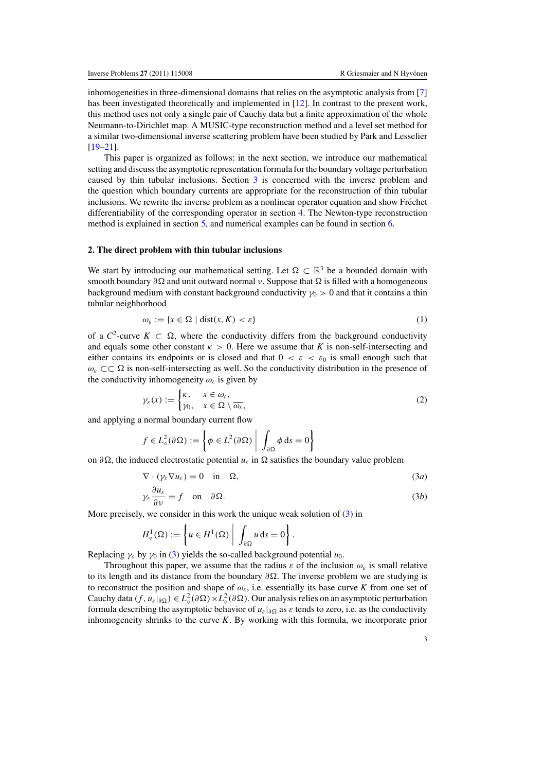inhomogeneities in three-dimensional domains that relies on the asymptotic analysis from [7] has been investigated theoretically and implemented in [12]. In contrast to the present work, this method uses not only a single pair of Cauchy data but a finite approximation of the whole Neumann-to-Dirichlet map. A MUSIC-type reconstruction method and a level set method for a similar two-dimensional inverse scattering problem have been studied by Park and Lesselier [19–21].

This paper is organized as follows: in the next section, we introduce our mathematical setting and discuss the asymptotic representation formula for the boundary voltage perturbation caused by thin tubular inclusions. Section 3 is concerned with the inverse problem and the question which boundary currents are appropriate for the reconstruction of thin tubular inclusions. We rewrite the inverse problem as a nonlinear operator equation and show Fréchet differentiability of the corresponding operator in section 4. The Newton-type reconstruction method is explained in section 5, and numerical examples can be found in section 6.

## 2. The direct problem with thin tubular inclusions

We start by introducing our mathematical setting. Let $\Omega \subset \mathbb{R}^3$ be a bounded domain with smooth boundary $\partial\Omega$ and unit outward normal $\nu$. Suppose that $\Omega$ is filled with a homogeneous background medium with constant background conductivity $\gamma_0 > 0$ and that it contains a thin tubular neighborhood

$$\omega_\varepsilon := \{x \in \Omega \mid \operatorname{dist}(x, K) < \varepsilon\} \tag{1}$$

of a $C^2$-curve $K \subset \Omega$, where the conductivity differs from the background conductivity and equals some other constant $\kappa > 0$. Here we assume that $K$ is non-self-intersecting and either contains its endpoints or is closed and that $0 < \varepsilon < \varepsilon_0$ is small enough such that $\omega_\varepsilon \subset\subset \Omega$ is non-self-intersecting as well. So the conductivity distribution in the presence of the conductivity inhomogeneity $\omega_\varepsilon$ is given by

$$\gamma_\varepsilon(x) := \begin{cases} \kappa, & x \in \omega_\varepsilon, \\ \gamma_0, & x \in \Omega \setminus \overline{\omega_\varepsilon}, \end{cases} \tag{2}$$

and applying a normal boundary current flow

$$f \in L^2_\diamond(\partial\Omega) := \left\{ \phi \in L^2(\partial\Omega) \;\middle|\; \int_{\partial\Omega} \phi \, \mathrm{d}s = 0 \right\}$$

on $\partial\Omega$, the induced electrostatic potential $u_\varepsilon$ in $\Omega$ satisfies the boundary value problem

$$\nabla \cdot (\gamma_\varepsilon \nabla u_\varepsilon) = 0 \quad \text{in} \quad \Omega, \tag{3a}$$

$$\gamma_\varepsilon \frac{\partial u_\varepsilon}{\partial \nu} = f \quad \text{on} \quad \partial\Omega. \tag{3b}$$

More precisely, we consider in this work the unique weak solution of (3) in

$$H^1_\diamond(\Omega) := \left\{ u \in H^1(\Omega) \;\middle|\; \int_{\partial\Omega} u \, \mathrm{d}s = 0 \right\}.$$

Replacing $\gamma_\varepsilon$ by $\gamma_0$ in (3) yields the so-called background potential $u_0$.

Throughout this paper, we assume that the radius $\varepsilon$ of the inclusion $\omega_\varepsilon$ is small relative to its length and its distance from the boundary $\partial\Omega$. The inverse problem we are studying is to reconstruct the position and shape of $\omega_\varepsilon$, i.e. essentially its base curve $K$ from one set of Cauchy data $(f, u_\varepsilon|_{\partial\Omega}) \in L^2_\diamond(\partial\Omega) \times L^2_\diamond(\partial\Omega)$. Our analysis relies on an asymptotic perturbation formula describing the asymptotic behavior of $u_\varepsilon|_{\partial\Omega}$ as $\varepsilon$ tends to zero, i.e. as the conductivity inhomogeneity shrinks to the curve $K$. By working with this formula, we incorporate prior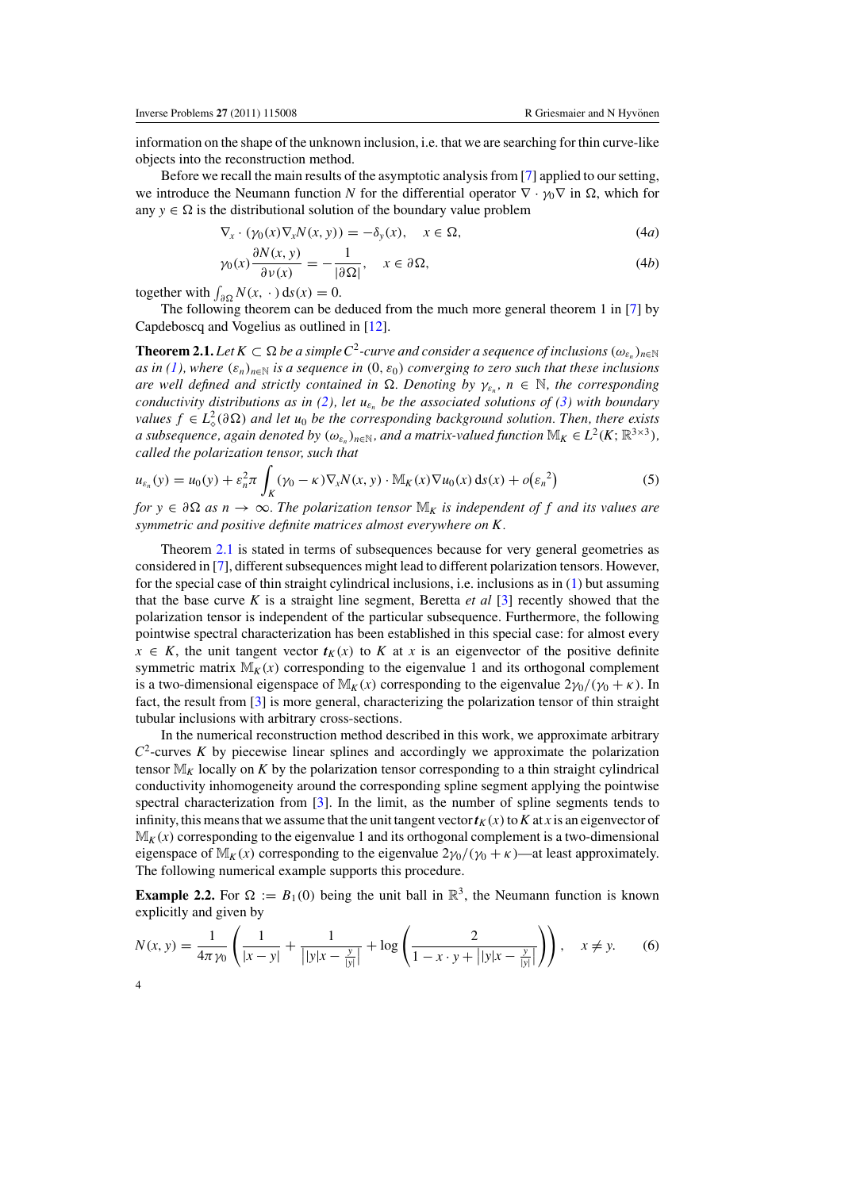information on the shape of the unknown inclusion, i.e. that we are searching for thin curve-like objects into the reconstruction method.

Before we recall the main results of the asymptotic analysis from [7] applied to our setting, we introduce the Neumann function $N$ for the differential operator $\nabla \cdot \gamma_0 \nabla$ in $\Omega$, which for any $y \in \Omega$ is the distributional solution of the boundary value problem

$$\nabla_x \cdot (\gamma_0(x) \nabla_x N(x, y)) = -\delta_y(x), \quad x \in \Omega, \tag{4a}$$

$$\gamma_0(x) \frac{\partial N(x, y)}{\partial \nu(x)} = -\frac{1}{|\partial\Omega|}, \quad x \in \partial\Omega, \tag{4b}$$

together with $\int_{\partial\Omega} N(x, \cdot\,)\,\mathrm{d}s(x) = 0$.

The following theorem can be deduced from the much more general theorem 1 in [7] by Capdeboscq and Vogelius as outlined in [12].

**Theorem 2.1.** *Let $K \subset \Omega$ be a simple $C^2$-curve and consider a sequence of inclusions $(\omega_{\varepsilon_n})_{n\in\mathbb{N}}$ as in (1), where $(\varepsilon_n)_{n\in\mathbb{N}}$ is a sequence in $(0, \varepsilon_0)$ converging to zero such that these inclusions are well defined and strictly contained in $\Omega$. Denoting by $\gamma_{\varepsilon_n}$, $n \in \mathbb{N}$, the corresponding conductivity distributions as in (2), let $u_{\varepsilon_n}$ be the associated solutions of (3) with boundary values $f \in L^2_\diamond(\partial\Omega)$ and let $u_0$ be the corresponding background solution. Then, there exists a subsequence, again denoted by $(\omega_{\varepsilon_n})_{n\in\mathbb{N}}$, and a matrix-valued function $\mathbb{M}_K \in L^2(K; \mathbb{R}^{3\times 3})$, called the polarization tensor, such that*

$$u_{\varepsilon_n}(y) = u_0(y) + \varepsilon_n^2 \pi \int_K (\gamma_0 - \kappa) \nabla_x N(x, y) \cdot \mathbb{M}_K(x) \nabla u_0(x)\,\mathrm{d}s(x) + o\big(\varepsilon_n{}^2\big) \tag{5}$$

*for $y \in \partial\Omega$ as $n \to \infty$. The polarization tensor $\mathbb{M}_K$ is independent of $f$ and its values are symmetric and positive definite matrices almost everywhere on $K$.*

Theorem 2.1 is stated in terms of subsequences because for very general geometries as considered in [7], different subsequences might lead to different polarization tensors. However, for the special case of thin straight cylindrical inclusions, i.e. inclusions as in (1) but assuming that the base curve $K$ is a straight line segment, Beretta *et al* [3] recently showed that the polarization tensor is independent of the particular subsequence. Furthermore, the following pointwise spectral characterization has been established in this special case: for almost every $x \in K$, the unit tangent vector $\boldsymbol{t}_K(x)$ to $K$ at $x$ is an eigenvector of the positive definite symmetric matrix $\mathbb{M}_K(x)$ corresponding to the eigenvalue 1 and its orthogonal complement is a two-dimensional eigenspace of $\mathbb{M}_K(x)$ corresponding to the eigenvalue $2\gamma_0/(\gamma_0 + \kappa)$. In fact, the result from [3] is more general, characterizing the polarization tensor of thin straight tubular inclusions with arbitrary cross-sections.

In the numerical reconstruction method described in this work, we approximate arbitrary $C^2$-curves $K$ by piecewise linear splines and accordingly we approximate the polarization tensor $\mathbb{M}_K$ locally on $K$ by the polarization tensor corresponding to a thin straight cylindrical conductivity inhomogeneity around the corresponding spline segment applying the pointwise spectral characterization from [3]. In the limit, as the number of spline segments tends to infinity, this means that we assume that the unit tangent vector $\boldsymbol{t}_K(x)$ to $K$ at $x$ is an eigenvector of $\mathbb{M}_K(x)$ corresponding to the eigenvalue 1 and its orthogonal complement is a two-dimensional eigenspace of $\mathbb{M}_K(x)$ corresponding to the eigenvalue $2\gamma_0/(\gamma_0 + \kappa)$—at least approximately. The following numerical example supports this procedure.

**Example 2.2.** For $\Omega := B_1(0)$ being the unit ball in $\mathbb{R}^3$, the Neumann function is known explicitly and given by

$$N(x, y) = \frac{1}{4\pi\gamma_0} \left( \frac{1}{|x - y|} + \frac{1}{\left||y|x - \frac{y}{|y|}\right|} + \log\left( \frac{2}{1 - x \cdot y + \left||y|x - \frac{y}{|y|}\right|} \right) \right), \quad x \neq y. \tag{6}$$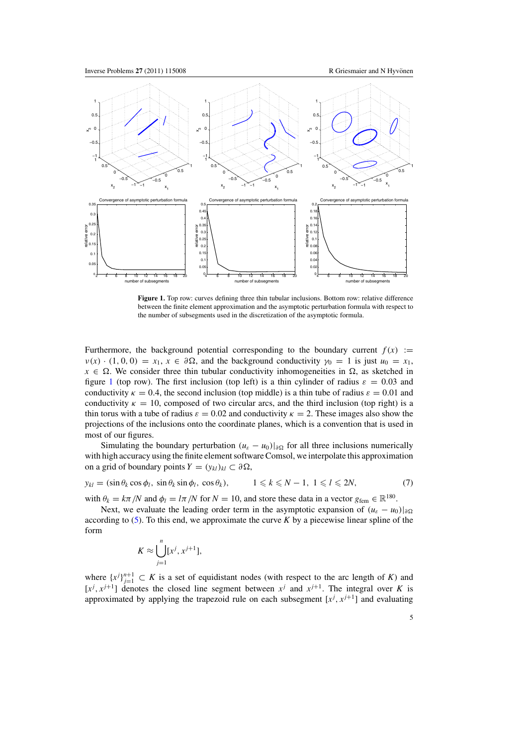**Figure 1.** Top row: curves defining three thin tubular inclusions. Bottom row: relative difference between the finite element approximation and the asymptotic perturbation formula with respect to the number of subsegments used in the discretization of the asymptotic formula.

Furthermore, the background potential corresponding to the boundary current $f(x) := \nu(x) \cdot (1, 0, 0) = x_1$, $x \in \partial\Omega$, and the background conductivity $\gamma_0 = 1$ is just $u_0 = x_1$, $x \in \Omega$. We consider three thin tubular conductivity inhomogeneities in $\Omega$, as sketched in figure 1 (top row). The first inclusion (top left) is a thin cylinder of radius $\varepsilon = 0.03$ and conductivity $\kappa = 0.4$, the second inclusion (top middle) is a thin tube of radius $\varepsilon = 0.01$ and conductivity $\kappa = 10$, composed of two circular arcs, and the third inclusion (top right) is a thin torus with a tube of radius $\varepsilon = 0.02$ and conductivity $\kappa = 2$. These images also show the projections of the inclusions onto the coordinate planes, which is a convention that is used in most of our figures.

Simulating the boundary perturbation $(u_\varepsilon - u_0)|_{\partial\Omega}$ for all three inclusions numerically with high accuracy using the finite element software Comsol, we interpolate this approximation on a grid of boundary points $Y = (y_{kl})_{kl} \subset \partial\Omega$,

$$y_{kl} = (\sin\theta_k \cos\phi_l,\ \sin\theta_k \sin\phi_l,\ \cos\theta_k), \qquad 1 \leqslant k \leqslant N-1,\ 1 \leqslant l \leqslant 2N, \tag{7}$$

with $\theta_k = k\pi/N$ and $\phi_l = l\pi/N$ for $N = 10$, and store these data in a vector $g_{\text{fem}} \in \mathbb{R}^{180}$.

Next, we evaluate the leading order term in the asymptotic expansion of $(u_\varepsilon - u_0)|_{\partial\Omega}$ according to (5). To this end, we approximate the curve $K$ by a piecewise linear spline of the form

$$K \approx \bigcup_{j=1}^{n} [x^j, x^{j+1}],$$

where $\{x^j\}_{j=1}^{n+1} \subset K$ is a set of equidistant nodes (with respect to the arc length of $K$) and $[x^j, x^{j+1}]$ denotes the closed line segment between $x^j$ and $x^{j+1}$. The integral over $K$ is approximated by applying the trapezoid rule on each subsegment $[x^j, x^{j+1}]$ and evaluating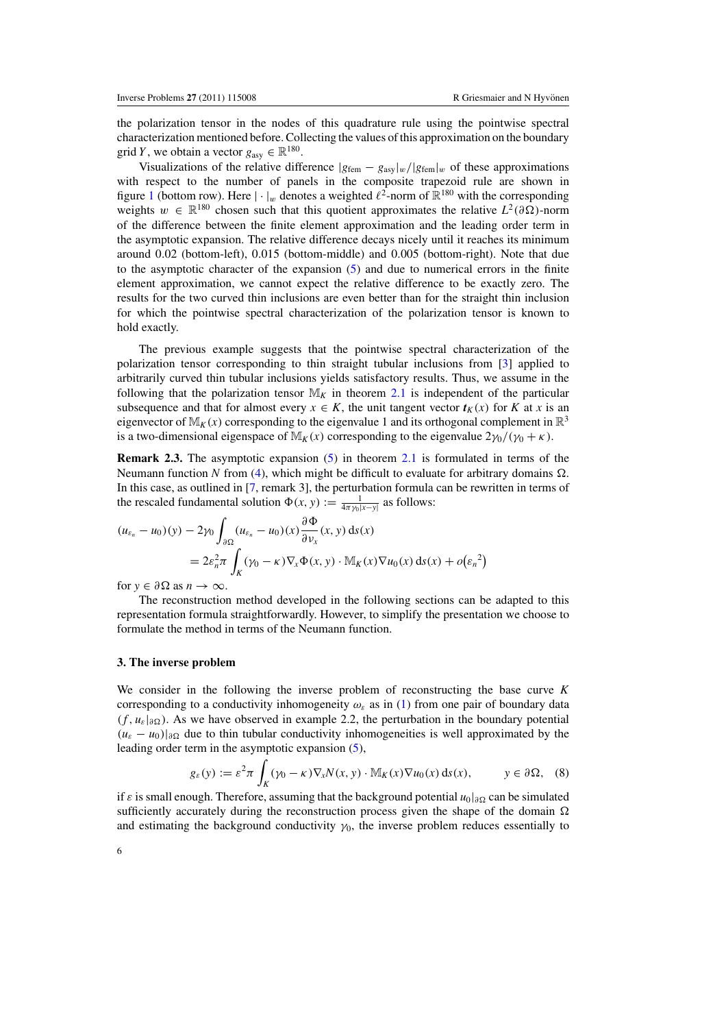the polarization tensor in the nodes of this quadrature rule using the pointwise spectral characterization mentioned before. Collecting the values of this approximation on the boundary grid $Y$, we obtain a vector $g_{\mathrm{asy}} \in \mathbb{R}^{180}$.

Visualizations of the relative difference $|g_{\mathrm{fem}} - g_{\mathrm{asy}}|_w / |g_{\mathrm{fem}}|_w$ of these approximations with respect to the number of panels in the composite trapezoid rule are shown in figure 1 (bottom row). Here $|\cdot|_w$ denotes a weighted $\ell^2$-norm of $\mathbb{R}^{180}$ with the corresponding weights $w \in \mathbb{R}^{180}$ chosen such that this quotient approximates the relative $L^2(\partial\Omega)$-norm of the difference between the finite element approximation and the leading order term in the asymptotic expansion. The relative difference decays nicely until it reaches its minimum around 0.02 (bottom-left), 0.015 (bottom-middle) and 0.005 (bottom-right). Note that due to the asymptotic character of the expansion (5) and due to numerical errors in the finite element approximation, we cannot expect the relative difference to be exactly zero. The results for the two curved thin inclusions are even better than for the straight thin inclusion for which the pointwise spectral characterization of the polarization tensor is known to hold exactly.

The previous example suggests that the pointwise spectral characterization of the polarization tensor corresponding to thin straight tubular inclusions from [3] applied to arbitrarily curved thin tubular inclusions yields satisfactory results. Thus, we assume in the following that the polarization tensor $\mathbb{M}_K$ in theorem 2.1 is independent of the particular subsequence and that for almost every $x \in K$, the unit tangent vector $\boldsymbol{t}_K(x)$ for $K$ at $x$ is an eigenvector of $\mathbb{M}_K(x)$ corresponding to the eigenvalue 1 and its orthogonal complement in $\mathbb{R}^3$ is a two-dimensional eigenspace of $\mathbb{M}_K(x)$ corresponding to the eigenvalue $2\gamma_0/(\gamma_0 + \kappa)$.

**Remark 2.3.** The asymptotic expansion (5) in theorem 2.1 is formulated in terms of the Neumann function $N$ from (4), which might be difficult to evaluate for arbitrary domains $\Omega$. In this case, as outlined in [7, remark 3], the perturbation formula can be rewritten in terms of the rescaled fundamental solution $\Phi(x, y) := \frac{1}{4\pi\gamma_0|x-y|}$ as follows:

$$
\begin{aligned}
(u_{\varepsilon_n} - u_0)(y) - 2\gamma_0 \int_{\partial\Omega} (u_{\varepsilon_n} - u_0)(x) \frac{\partial \Phi}{\partial \nu_x}(x, y)\, \mathrm{d}s(x) \\
= 2\varepsilon_n^2 \pi \int_K (\gamma_0 - \kappa) \nabla_x \Phi(x, y) \cdot \mathbb{M}_K(x) \nabla u_0(x)\, \mathrm{d}s(x) + o\big({\varepsilon_n}^2\big)
\end{aligned}
$$

for $y \in \partial\Omega$ as $n \to \infty$.

The reconstruction method developed in the following sections can be adapted to this representation formula straightforwardly. However, to simplify the presentation we choose to formulate the method in terms of the Neumann function.

## 3. The inverse problem

We consider in the following the inverse problem of reconstructing the base curve $K$ corresponding to a conductivity inhomogeneity $\omega_\varepsilon$ as in (1) from one pair of boundary data $(f, u_\varepsilon|_{\partial\Omega})$. As we have observed in example 2.2, the perturbation in the boundary potential $(u_\varepsilon - u_0)|_{\partial\Omega}$ due to thin tubular conductivity inhomogeneities is well approximated by the leading order term in the asymptotic expansion (5),

$$
g_\varepsilon(y) := \varepsilon^2 \pi \int_K (\gamma_0 - \kappa) \nabla_x N(x, y) \cdot \mathbb{M}_K(x) \nabla u_0(x)\, \mathrm{d}s(x), \qquad y \in \partial\Omega, \quad (8)
$$

if $\varepsilon$ is small enough. Therefore, assuming that the background potential $u_0|_{\partial\Omega}$ can be simulated sufficiently accurately during the reconstruction process given the shape of the domain $\Omega$ and estimating the background conductivity $\gamma_0$, the inverse problem reduces essentially to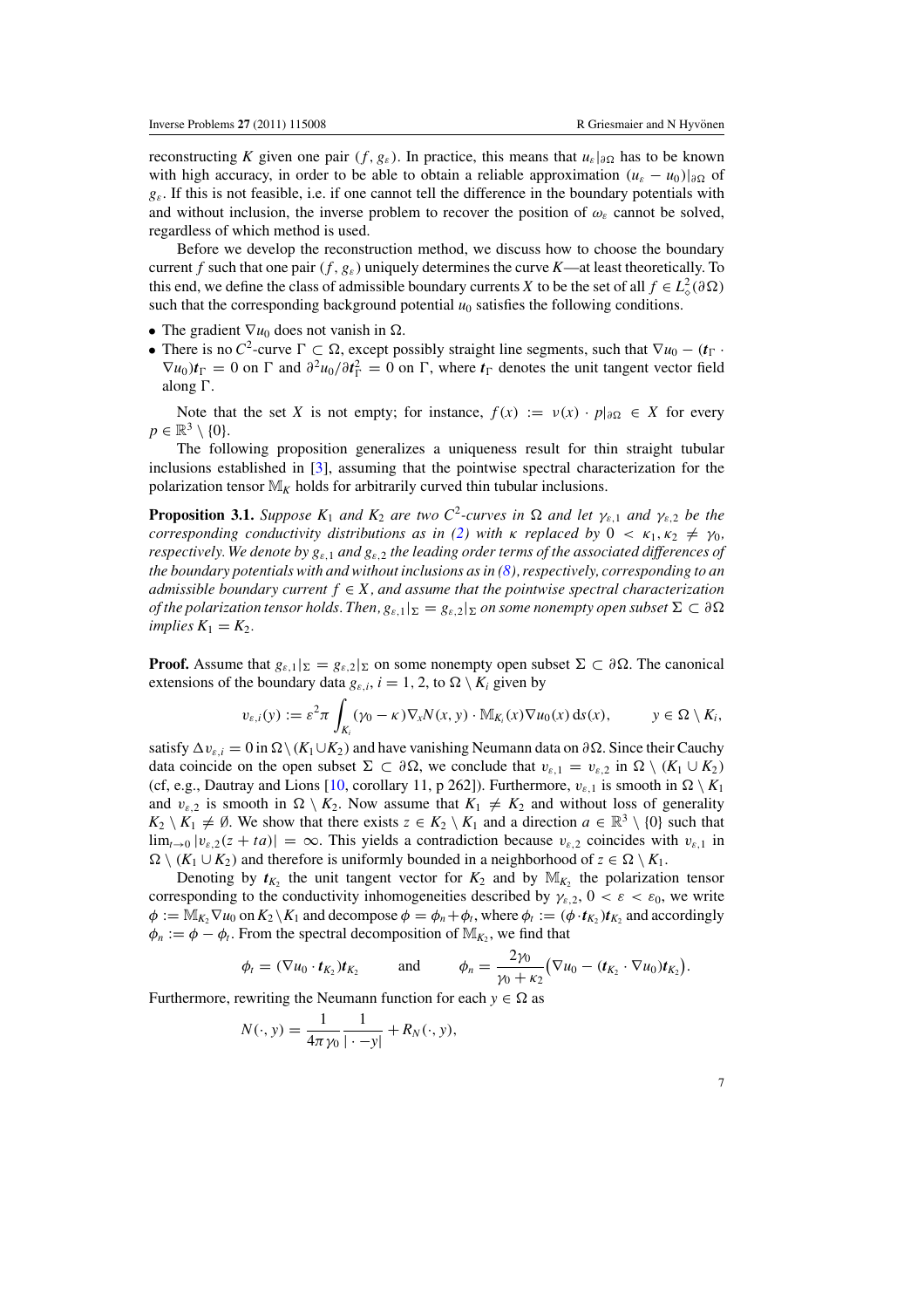reconstructing $K$ given one pair $(f, g_\varepsilon)$. In practice, this means that $u_\varepsilon|_{\partial\Omega}$ has to be known with high accuracy, in order to be able to obtain a reliable approximation $(u_\varepsilon - u_0)|_{\partial\Omega}$ of $g_\varepsilon$. If this is not feasible, i.e. if one cannot tell the difference in the boundary potentials with and without inclusion, the inverse problem to recover the position of $\omega_\varepsilon$ cannot be solved, regardless of which method is used.

Before we develop the reconstruction method, we discuss how to choose the boundary current $f$ such that one pair $(f, g_\varepsilon)$ uniquely determines the curve $K$—at least theoretically. To this end, we define the class of admissible boundary currents $X$ to be the set of all $f \in L^2_\diamond(\partial\Omega)$ such that the corresponding background potential $u_0$ satisfies the following conditions.

- The gradient $\nabla u_0$ does not vanish in $\Omega$.
- There is no $C^2$-curve $\Gamma \subset \Omega$, except possibly straight line segments, such that $\nabla u_0 - (\boldsymbol{t}_\Gamma \cdot \nabla u_0)\boldsymbol{t}_\Gamma = 0$ on $\Gamma$ and $\partial^2 u_0/\partial \boldsymbol{t}_\Gamma^2 = 0$ on $\Gamma$, where $\boldsymbol{t}_\Gamma$ denotes the unit tangent vector field along $\Gamma$.

Note that the set $X$ is not empty; for instance, $f(x) := \nu(x) \cdot p|_{\partial\Omega} \in X$ for every $p \in \mathbb{R}^3 \setminus \{0\}$.

The following proposition generalizes a uniqueness result for thin straight tubular inclusions established in [3], assuming that the pointwise spectral characterization for the polarization tensor $\mathbb{M}_K$ holds for arbitrarily curved thin tubular inclusions.

**Proposition 3.1.** *Suppose $K_1$ and $K_2$ are two $C^2$-curves in $\Omega$ and let $\gamma_{\varepsilon,1}$ and $\gamma_{\varepsilon,2}$ be the corresponding conductivity distributions as in (2) with $\kappa$ replaced by $0 < \kappa_1, \kappa_2 \neq \gamma_0$, respectively. We denote by $g_{\varepsilon,1}$ and $g_{\varepsilon,2}$ the leading order terms of the associated differences of the boundary potentials with and without inclusions as in (8), respectively, corresponding to an admissible boundary current $f \in X$, and assume that the pointwise spectral characterization of the polarization tensor holds. Then, $g_{\varepsilon,1}|_\Sigma = g_{\varepsilon,2}|_\Sigma$ on some nonempty open subset $\Sigma \subset \partial\Omega$ implies $K_1 = K_2$.*

**Proof.** Assume that $g_{\varepsilon,1}|_\Sigma = g_{\varepsilon,2}|_\Sigma$ on some nonempty open subset $\Sigma \subset \partial\Omega$. The canonical extensions of the boundary data $g_{\varepsilon,i}$, $i = 1, 2$, to $\Omega \setminus K_i$ given by

$$v_{\varepsilon,i}(y) := \varepsilon^2 \pi \int_{K_i} (\gamma_0 - \kappa) \nabla_x N(x, y) \cdot \mathbb{M}_{K_i}(x) \nabla u_0(x) \, \mathrm{d}s(x), \qquad y \in \Omega \setminus K_i,$$

satisfy $\Delta v_{\varepsilon,i} = 0$ in $\Omega \setminus (K_1 \cup K_2)$ and have vanishing Neumann data on $\partial\Omega$. Since their Cauchy data coincide on the open subset $\Sigma \subset \partial\Omega$, we conclude that $v_{\varepsilon,1} = v_{\varepsilon,2}$ in $\Omega \setminus (K_1 \cup K_2)$ (cf, e.g., Dautray and Lions [10, corollary 11, p 262]). Furthermore, $v_{\varepsilon,1}$ is smooth in $\Omega \setminus K_1$ and $v_{\varepsilon,2}$ is smooth in $\Omega \setminus K_2$. Now assume that $K_1 \neq K_2$ and without loss of generality $K_2 \setminus K_1 \neq \emptyset$. We show that there exists $z \in K_2 \setminus K_1$ and a direction $a \in \mathbb{R}^3 \setminus \{0\}$ such that $\lim_{t \to 0} |v_{\varepsilon,2}(z + ta)| = \infty$. This yields a contradiction because $v_{\varepsilon,2}$ coincides with $v_{\varepsilon,1}$ in $\Omega \setminus (K_1 \cup K_2)$ and therefore is uniformly bounded in a neighborhood of $z \in \Omega \setminus K_1$.

Denoting by $\boldsymbol{t}_{K_2}$ the unit tangent vector for $K_2$ and by $\mathbb{M}_{K_2}$ the polarization tensor corresponding to the conductivity inhomogeneities described by $\gamma_{\varepsilon,2}$, $0 < \varepsilon < \varepsilon_0$, we write $\phi := \mathbb{M}_{K_2} \nabla u_0$ on $K_2 \setminus K_1$ and decompose $\phi = \phi_n + \phi_t$, where $\phi_t := (\phi \cdot \boldsymbol{t}_{K_2})\boldsymbol{t}_{K_2}$ and accordingly $\phi_n := \phi - \phi_t$. From the spectral decomposition of $\mathbb{M}_{K_2}$, we find that

$$\phi_t = (\nabla u_0 \cdot \boldsymbol{t}_{K_2})\boldsymbol{t}_{K_2} \qquad \text{and} \qquad \phi_n = \frac{2\gamma_0}{\gamma_0 + \kappa_2}\big(\nabla u_0 - (\boldsymbol{t}_{K_2} \cdot \nabla u_0)\boldsymbol{t}_{K_2}\big).$$

Furthermore, rewriting the Neumann function for each $y \in \Omega$ as

$$N(\cdot, y) = \frac{1}{4\pi\gamma_0} \frac{1}{|\cdot - y|} + R_N(\cdot, y),$$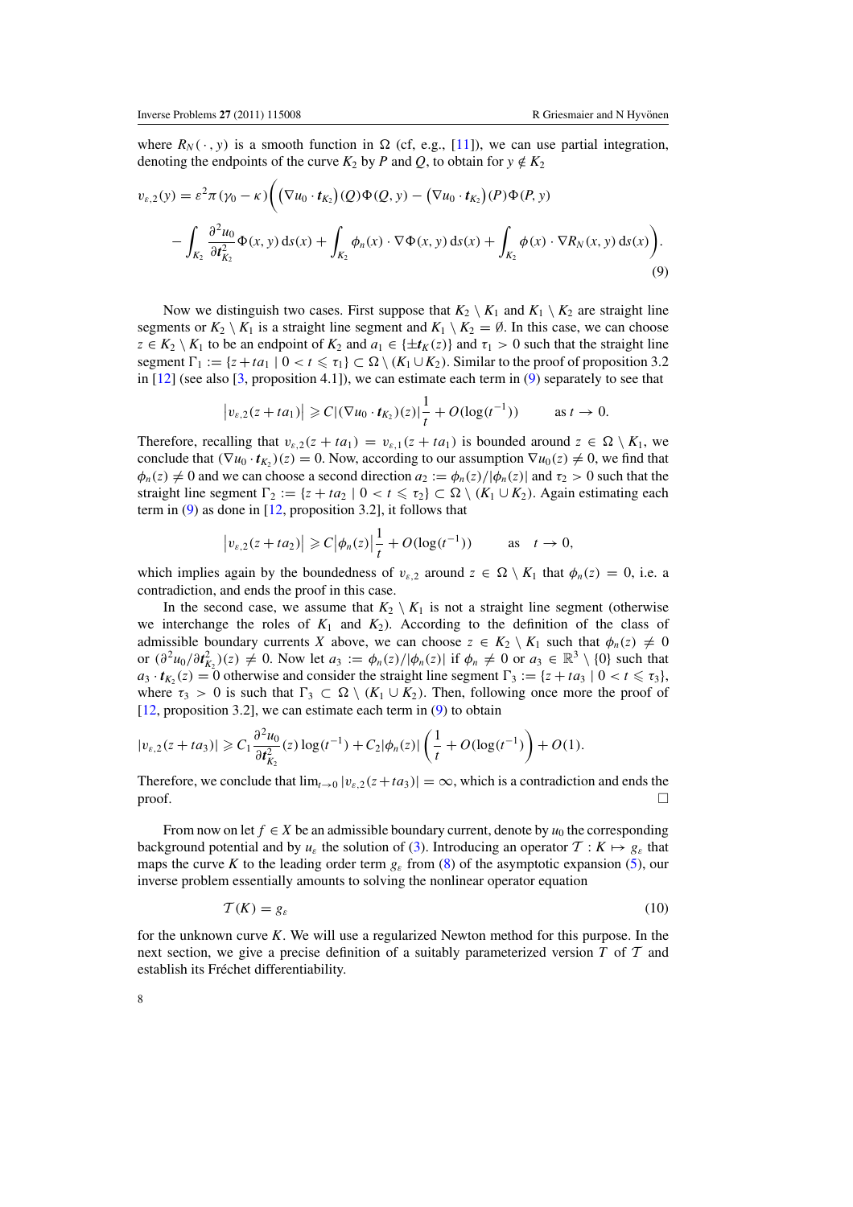where $R_N(\cdot, y)$ is a smooth function in $\Omega$ (cf, e.g., [11]), we can use partial integration, denoting the endpoints of the curve $K_2$ by $P$ and $Q$, to obtain for $y \notin K_2$

$$
\begin{aligned}
v_{\varepsilon,2}(y) = \varepsilon^2 \pi(\gamma_0 - \kappa)\bigg( &\left(\nabla u_0 \cdot \boldsymbol{t}_{K_2}\right)(Q)\Phi(Q, y) - \left(\nabla u_0 \cdot \boldsymbol{t}_{K_2}\right)(P)\Phi(P, y) \\
&- \int_{K_2} \frac{\partial^2 u_0}{\partial \boldsymbol{t}_{K_2}^2}\Phi(x, y)\,\mathrm{d}s(x) + \int_{K_2} \phi_n(x) \cdot \nabla\Phi(x, y)\,\mathrm{d}s(x) + \int_{K_2} \phi(x) \cdot \nabla R_N(x, y)\,\mathrm{d}s(x)\bigg).
\end{aligned}
\tag{9}
$$

Now we distinguish two cases. First suppose that $K_2 \setminus K_1$ and $K_1 \setminus K_2$ are straight line segments or $K_2 \setminus K_1$ is a straight line segment and $K_1 \setminus K_2 = \emptyset$. In this case, we can choose $z \in K_2 \setminus K_1$ to be an endpoint of $K_2$ and $a_1 \in \{\pm \boldsymbol{t}_K(z)\}$ and $\tau_1 > 0$ such that the straight line segment $\Gamma_1 := \{z + ta_1 \mid 0 < t \leqslant \tau_1\} \subset \Omega \setminus (K_1 \cup K_2)$. Similar to the proof of proposition 3.2 in [12] (see also [3, proposition 4.1]), we can estimate each term in (9) separately to see that

$$
\left|v_{\varepsilon,2}(z + ta_1)\right| \geqslant C|(\nabla u_0 \cdot \boldsymbol{t}_{K_2})(z)|\frac{1}{t} + O(\log(t^{-1})) \qquad \text{as } t \to 0.
$$

Therefore, recalling that $v_{\varepsilon,2}(z + ta_1) = v_{\varepsilon,1}(z + ta_1)$ is bounded around $z \in \Omega \setminus K_1$, we conclude that $(\nabla u_0 \cdot \boldsymbol{t}_{K_2})(z) = 0$. Now, according to our assumption $\nabla u_0(z) \neq 0$, we find that $\phi_n(z) \neq 0$ and we can choose a second direction $a_2 := \phi_n(z)/|\phi_n(z)|$ and $\tau_2 > 0$ such that the straight line segment $\Gamma_2 := \{z + ta_2 \mid 0 < t \leqslant \tau_2\} \subset \Omega \setminus (K_1 \cup K_2)$. Again estimating each term in (9) as done in [12, proposition 3.2], it follows that

$$
\left|v_{\varepsilon,2}(z + ta_2)\right| \geqslant C\left|\phi_n(z)\right|\frac{1}{t} + O(\log(t^{-1})) \qquad \text{as} \quad t \to 0,
$$

which implies again by the boundedness of $v_{\varepsilon,2}$ around $z \in \Omega \setminus K_1$ that $\phi_n(z) = 0$, i.e. a contradiction, and ends the proof in this case.

In the second case, we assume that $K_2 \setminus K_1$ is not a straight line segment (otherwise we interchange the roles of $K_1$ and $K_2$). According to the definition of the class of admissible boundary currents $X$ above, we can choose $z \in K_2 \setminus K_1$ such that $\phi_n(z) \neq 0$ or $(\partial^2 u_0/\partial \boldsymbol{t}_{K_2}^2)(z) \neq 0$. Now let $a_3 := \phi_n(z)/|\phi_n(z)|$ if $\phi_n \neq 0$ or $a_3 \in \mathbb{R}^3 \setminus \{0\}$ such that $a_3 \cdot \boldsymbol{t}_{K_2}(z) = 0$ otherwise and consider the straight line segment $\Gamma_3 := \{z + ta_3 \mid 0 < t \leqslant \tau_3\}$, where $\tau_3 > 0$ is such that $\Gamma_3 \subset \Omega \setminus (K_1 \cup K_2)$. Then, following once more the proof of [12, proposition 3.2], we can estimate each term in (9) to obtain

$$
|v_{\varepsilon,2}(z + ta_3)| \geqslant C_1 \frac{\partial^2 u_0}{\partial \boldsymbol{t}_{K_2}^2}(z)\log(t^{-1}) + C_2|\phi_n(z)|\left(\frac{1}{t} + O(\log(t^{-1})\right) + O(1).
$$

Therefore, we conclude that $\lim_{t\to 0} |v_{\varepsilon,2}(z + ta_3)| = \infty$, which is a contradiction and ends the proof. □

From now on let $f \in X$ be an admissible boundary current, denote by $u_0$ the corresponding background potential and by $u_\varepsilon$ the solution of (3). Introducing an operator $\mathcal{T} : K \mapsto g_\varepsilon$ that maps the curve $K$ to the leading order term $g_\varepsilon$ from (8) of the asymptotic expansion (5), our inverse problem essentially amounts to solving the nonlinear operator equation

$$
\mathcal{T}(K) = g_\varepsilon \tag{10}
$$

for the unknown curve $K$. We will use a regularized Newton method for this purpose. In the next section, we give a precise definition of a suitably parameterized version $T$ of $\mathcal{T}$ and establish its Fréchet differentiability.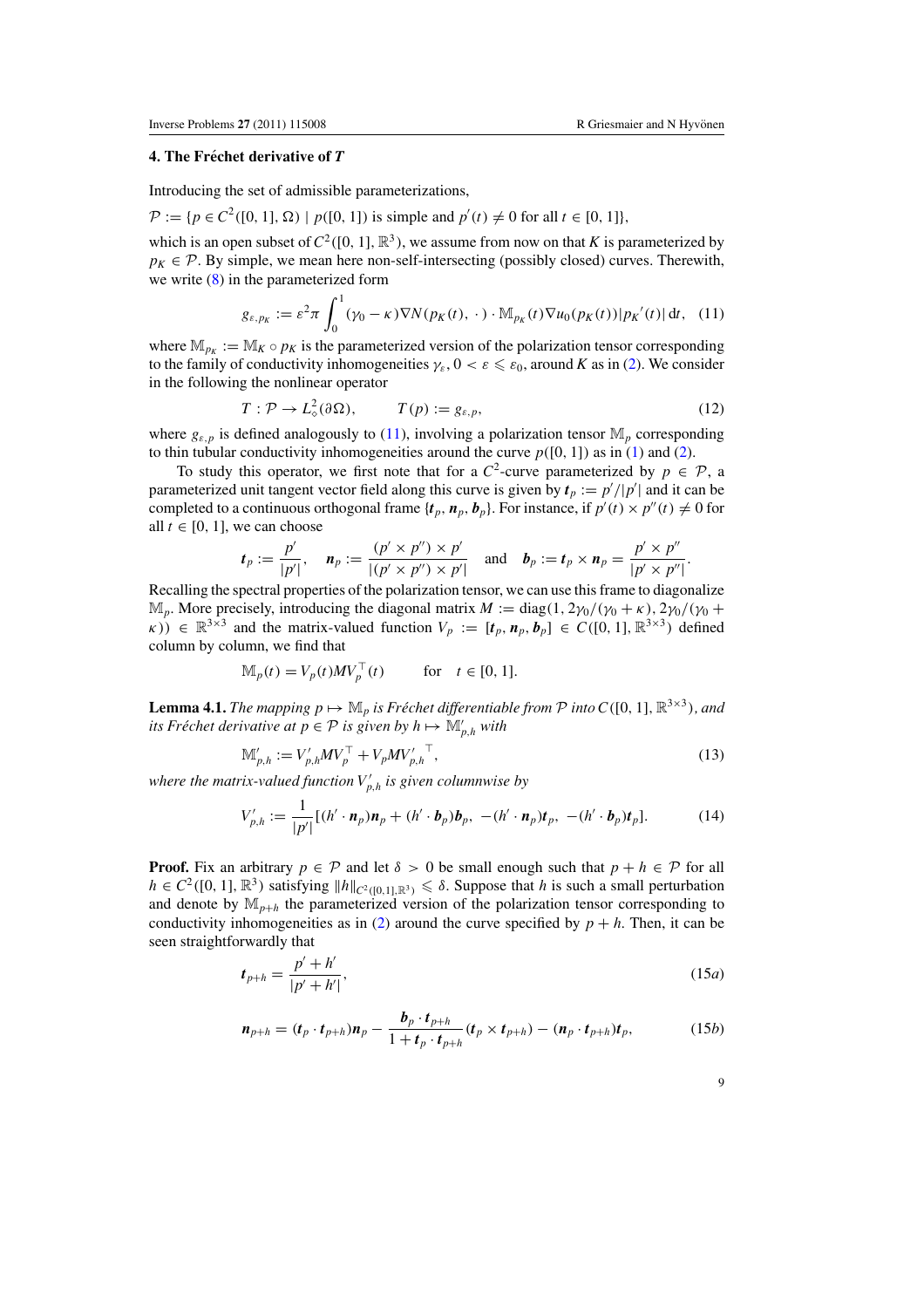## 4. The Fréchet derivative of $T$

Introducing the set of admissible parameterizations,

$\mathcal{P} := \{p \in C^2([0,1], \Omega) \mid p([0,1]) \text{ is simple and } p'(t) \neq 0 \text{ for all } t \in [0,1]\}$,

which is an open subset of $C^2([0,1], \mathbb{R}^3)$, we assume from now on that $K$ is parameterized by $p_K \in \mathcal{P}$. By simple, we mean here non-self-intersecting (possibly closed) curves. Therewith, we write (8) in the parameterized form

$$g_{\varepsilon,p_K} := \varepsilon^2 \pi \int_0^1 (\gamma_0 - \kappa) \nabla N(p_K(t), \,\cdot\,) \cdot \mathbb{M}_{p_K}(t) \nabla u_0(p_K(t)) |p_K{}'(t)| \, \mathrm{d}t, \quad (11)$$

where $\mathbb{M}_{p_K} := \mathbb{M}_K \circ p_K$ is the parameterized version of the polarization tensor corresponding to the family of conductivity inhomogeneities $\gamma_\varepsilon$, $0 < \varepsilon \leqslant \varepsilon_0$, around $K$ as in (2). We consider in the following the nonlinear operator

$$T : \mathcal{P} \to L^2_\diamond(\partial\Omega), \qquad T(p) := g_{\varepsilon,p}, \quad (12)$$

where $g_{\varepsilon,p}$ is defined analogously to (11), involving a polarization tensor $\mathbb{M}_p$ corresponding to thin tubular conductivity inhomogeneities around the curve $p([0,1])$ as in (1) and (2).

To study this operator, we first note that for a $C^2$-curve parameterized by $p \in \mathcal{P}$, a parameterized unit tangent vector field along this curve is given by $\boldsymbol{t}_p := p'/|p'|$ and it can be completed to a continuous orthogonal frame $\{\boldsymbol{t}_p, \boldsymbol{n}_p, \boldsymbol{b}_p\}$. For instance, if $p'(t) \times p''(t) \neq 0$ for all $t \in [0,1]$, we can choose

$$\boldsymbol{t}_p := \frac{p'}{|p'|}, \quad \boldsymbol{n}_p := \frac{(p' \times p'') \times p'}{|(p' \times p'') \times p'|} \quad \text{and} \quad \boldsymbol{b}_p := \boldsymbol{t}_p \times \boldsymbol{n}_p = \frac{p' \times p''}{|p' \times p''|}.$$

Recalling the spectral properties of the polarization tensor, we can use this frame to diagonalize $\mathbb{M}_p$. More precisely, introducing the diagonal matrix $M := \mathrm{diag}(1, 2\gamma_0/(\gamma_0+\kappa), 2\gamma_0/(\gamma_0+\kappa)) \in \mathbb{R}^{3\times 3}$ and the matrix-valued function $V_p := [\boldsymbol{t}_p, \boldsymbol{n}_p, \boldsymbol{b}_p] \in C([0,1], \mathbb{R}^{3\times 3})$ defined column by column, we find that

$$\mathbb{M}_p(t) = V_p(t) M V_p^\top(t) \qquad \text{for} \quad t \in [0,1].$$

**Lemma 4.1.** *The mapping $p \mapsto \mathbb{M}_p$ is Fréchet differentiable from $\mathcal{P}$ into $C([0,1], \mathbb{R}^{3\times 3})$, and its Fréchet derivative at $p \in \mathcal{P}$ is given by $h \mapsto \mathbb{M}'_{p,h}$ with*

$$\mathbb{M}'_{p,h} := V'_{p,h} M V_p^\top + V_p M V'_{p,h}{}^\top, \quad (13)$$

*where the matrix-valued function $V'_{p,h}$ is given columnwise by*

$$V'_{p,h} := \frac{1}{|p'|} [(h' \cdot \boldsymbol{n}_p)\boldsymbol{n}_p + (h' \cdot \boldsymbol{b}_p)\boldsymbol{b}_p, \; -(h' \cdot \boldsymbol{n}_p)\boldsymbol{t}_p, \; -(h' \cdot \boldsymbol{b}_p)\boldsymbol{t}_p]. \quad (14)$$

**Proof.** Fix an arbitrary $p \in \mathcal{P}$ and let $\delta > 0$ be small enough such that $p + h \in \mathcal{P}$ for all $h \in C^2([0,1], \mathbb{R}^3)$ satisfying $\|h\|_{C^2([0,1],\mathbb{R}^3)} \leqslant \delta$. Suppose that $h$ is such a small perturbation and denote by $\mathbb{M}_{p+h}$ the parameterized version of the polarization tensor corresponding to conductivity inhomogeneities as in (2) around the curve specified by $p + h$. Then, it can be seen straightforwardly that

$$\boldsymbol{t}_{p+h} = \frac{p' + h'}{|p' + h'|}, \quad (15a)$$

$$\boldsymbol{n}_{p+h} = (\boldsymbol{t}_p \cdot \boldsymbol{t}_{p+h})\boldsymbol{n}_p - \frac{\boldsymbol{b}_p \cdot \boldsymbol{t}_{p+h}}{1 + \boldsymbol{t}_p \cdot \boldsymbol{t}_{p+h}} (\boldsymbol{t}_p \times \boldsymbol{t}_{p+h}) - (\boldsymbol{n}_p \cdot \boldsymbol{t}_{p+h})\boldsymbol{t}_p, \quad (15b)$$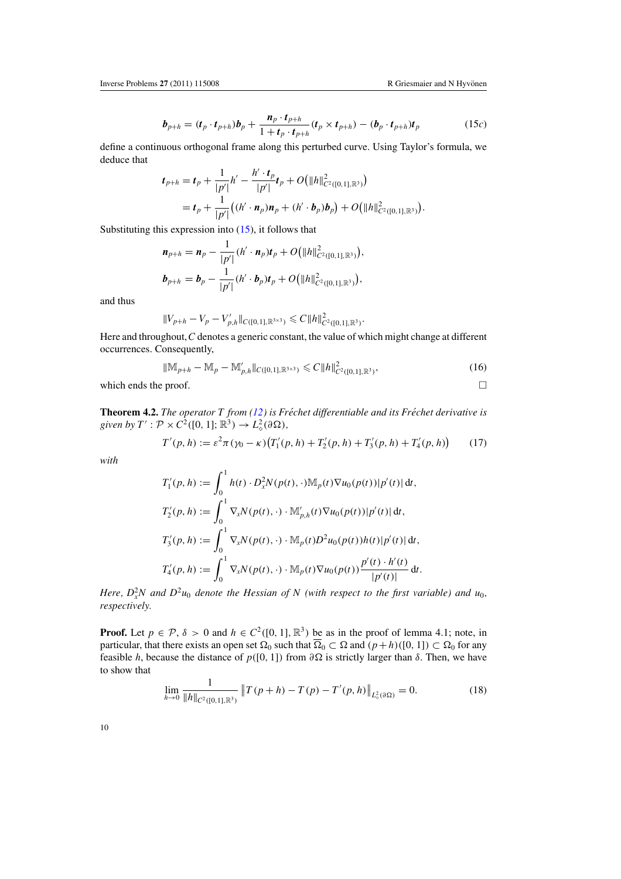$$\boldsymbol{b}_{p+h} = (\boldsymbol{t}_p \cdot \boldsymbol{t}_{p+h})\boldsymbol{b}_p + \frac{\boldsymbol{n}_p \cdot \boldsymbol{t}_{p+h}}{1 + \boldsymbol{t}_p \cdot \boldsymbol{t}_{p+h}}(\boldsymbol{t}_p \times \boldsymbol{t}_{p+h}) - (\boldsymbol{b}_p \cdot \boldsymbol{t}_{p+h})\boldsymbol{t}_p \tag{15c}$$

define a continuous orthogonal frame along this perturbed curve. Using Taylor's formula, we deduce that

$$\begin{aligned}
\boldsymbol{t}_{p+h} &= \boldsymbol{t}_p + \frac{1}{|p'|}h' - \frac{h' \cdot \boldsymbol{t}_p}{|p'|}\boldsymbol{t}_p + O\big(\|h\|^2_{C^2([0,1],\mathbb{R}^3)}\big) \\
&= \boldsymbol{t}_p + \frac{1}{|p'|}\big((h' \cdot \boldsymbol{n}_p)\boldsymbol{n}_p + (h' \cdot \boldsymbol{b}_p)\boldsymbol{b}_p\big) + O\big(\|h\|^2_{C^2([0,1],\mathbb{R}^3)}\big).
\end{aligned}$$

Substituting this expression into (15), it follows that

$$\begin{aligned}
\boldsymbol{n}_{p+h} &= \boldsymbol{n}_p - \frac{1}{|p'|}(h' \cdot \boldsymbol{n}_p)\boldsymbol{t}_p + O\big(\|h\|^2_{C^2([0,1],\mathbb{R}^3)}\big), \\
\boldsymbol{b}_{p+h} &= \boldsymbol{b}_p - \frac{1}{|p'|}(h' \cdot \boldsymbol{b}_p)\boldsymbol{t}_p + O\big(\|h\|^2_{C^2([0,1],\mathbb{R}^3)}\big),
\end{aligned}$$

and thus

$$\|V_{p+h} - V_p - V'_{p,h}\|_{C([0,1],\mathbb{R}^{3\times 3})} \leqslant C\|h\|^2_{C^2([0,1],\mathbb{R}^3)}.$$

Here and throughout, $C$ denotes a generic constant, the value of which might change at different occurrences. Consequently,

$$\|\mathbb{M}_{p+h} - \mathbb{M}_p - \mathbb{M}'_{p,h}\|_{C([0,1],\mathbb{R}^{3\times 3})} \leqslant C\|h\|^2_{C^2([0,1],\mathbb{R}^3)}, \tag{16}$$

which ends the proof. □

**Theorem 4.2.** *The operator $T$ from (12) is Fréchet differentiable and its Fréchet derivative is given by $T' : \mathcal{P} \times C^2([0,1];\mathbb{R}^3) \to L^2_\diamond(\partial\Omega)$,*

$$T'(p,h) := \varepsilon^2\pi(\gamma_0 - \kappa)\big(T'_1(p,h) + T'_2(p,h) + T'_3(p,h) + T'_4(p,h)\big) \tag{17}$$

*with*

$$\begin{aligned}
T'_1(p,h) &:= \int_0^1 h(t) \cdot D_x^2 N(p(t),\cdot)\mathbb{M}_p(t)\nabla u_0(p(t))|p'(t)|\,\mathrm{d}t, \\
T'_2(p,h) &:= \int_0^1 \nabla_x N(p(t),\cdot) \cdot \mathbb{M}'_{p,h}(t)\nabla u_0(p(t))|p'(t)|\,\mathrm{d}t, \\
T'_3(p,h) &:= \int_0^1 \nabla_x N(p(t),\cdot) \cdot \mathbb{M}_p(t)D^2 u_0(p(t))h(t)|p'(t)|\,\mathrm{d}t, \\
T'_4(p,h) &:= \int_0^1 \nabla_x N(p(t),\cdot) \cdot \mathbb{M}_p(t)\nabla u_0(p(t))\frac{p'(t) \cdot h'(t)}{|p'(t)|}\,\mathrm{d}t.
\end{aligned}$$

*Here, $D_x^2 N$ and $D^2 u_0$ denote the Hessian of $N$ (with respect to the first variable) and $u_0$, respectively.*

**Proof.** Let $p \in \mathcal{P}$, $\delta > 0$ and $h \in C^2([0,1],\mathbb{R}^3)$ be as in the proof of lemma 4.1; note, in particular, that there exists an open set $\Omega_0$ such that $\overline{\Omega}_0 \subset \Omega$ and $(p+h)([0,1]) \subset \Omega_0$ for any feasible $h$, because the distance of $p([0,1])$ from $\partial\Omega$ is strictly larger than $\delta$. Then, we have to show that

$$\lim_{h\to 0} \frac{1}{\|h\|_{C^2([0,1],\mathbb{R}^3)}} \big\|T(p+h) - T(p) - T'(p,h)\big\|_{L^2_\diamond(\partial\Omega)} = 0. \tag{18}$$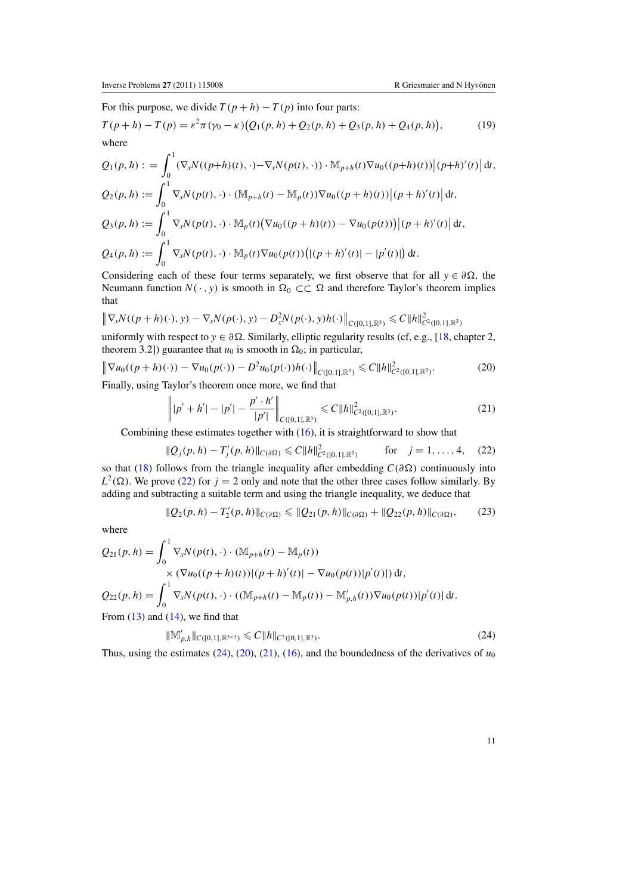For this purpose, we divide $T(p+h) - T(p)$ into four parts:

$$T(p+h) - T(p) = \varepsilon^2 \pi (\gamma_0 - \kappa)\big(Q_1(p,h) + Q_2(p,h) + Q_3(p,h) + Q_4(p,h)\big), \tag{19}$$

where

$$Q_1(p,h) := \int_0^1 (\nabla_x N((p+h)(t),\cdot) - \nabla_x N(p(t),\cdot)) \cdot \mathbb{M}_{p+h}(t) \nabla u_0((p+h)(t)) \big|(p+h)'(t)\big| \,\mathrm{d}t,$$

$$Q_2(p,h) := \int_0^1 \nabla_x N(p(t),\cdot) \cdot (\mathbb{M}_{p+h}(t) - \mathbb{M}_p(t)) \nabla u_0((p+h)(t)) \big|(p+h)'(t)\big| \,\mathrm{d}t,$$

$$Q_3(p,h) := \int_0^1 \nabla_x N(p(t),\cdot) \cdot \mathbb{M}_p(t) \big(\nabla u_0((p+h)(t)) - \nabla u_0(p(t))\big) \big|(p+h)'(t)\big| \,\mathrm{d}t,$$

$$Q_4(p,h) := \int_0^1 \nabla_x N(p(t),\cdot) \cdot \mathbb{M}_p(t) \nabla u_0(p(t)) \big(|(p+h)'(t)| - |p'(t)|\big) \,\mathrm{d}t.$$

Considering each of these four terms separately, we first observe that for all $y \in \partial\Omega$, the Neumann function $N(\,\cdot\,, y)$ is smooth in $\Omega_0 \subset\subset \Omega$ and therefore Taylor's theorem implies that

$$\big\| \nabla_x N((p+h)(\cdot), y) - \nabla_x N(p(\cdot), y) - D_x^2 N(p(\cdot), y) h(\cdot) \big\|_{C([0,1],\mathbb{R}^3)} \leqslant C \|h\|^2_{C^2([0,1],\mathbb{R}^3)}$$

uniformly with respect to $y \in \partial\Omega$. Similarly, elliptic regularity results (cf, e.g., [18, chapter 2, theorem 3.2]) guarantee that $u_0$ is smooth in $\Omega_0$; in particular,

$$\big\| \nabla u_0((p+h)(\cdot)) - \nabla u_0(p(\cdot)) - D^2 u_0(p(\cdot)) h(\cdot) \big\|_{C([0,1],\mathbb{R}^3)} \leqslant C \|h\|^2_{C^2([0,1],\mathbb{R}^3)}. \tag{20}$$

Finally, using Taylor's theorem once more, we find that

$$\left\| |p' + h'| - |p'| - \frac{p' \cdot h'}{|p'|} \right\|_{C([0,1],\mathbb{R}^3)} \leqslant C \|h\|^2_{C^2([0,1],\mathbb{R}^3)}. \tag{21}$$

Combining these estimates together with (16), it is straightforward to show that

$$\|Q_j(p,h) - T_j'(p,h)\|_{C(\partial\Omega)} \leqslant C \|h\|^2_{C^2([0,1],\mathbb{R}^3)} \qquad \text{for} \quad j = 1, \ldots, 4, \tag{22}$$

so that (18) follows from the triangle inequality after embedding $C(\partial\Omega)$ continuously into $L^2(\Omega)$. We prove (22) for $j = 2$ only and note that the other three cases follow similarly. By adding and subtracting a suitable term and using the triangle inequality, we deduce that

$$\|Q_2(p,h) - T_2'(p,h)\|_{C(\partial\Omega)} \leqslant \|Q_{21}(p,h)\|_{C(\partial\Omega)} + \|Q_{22}(p,h)\|_{C(\partial\Omega)}, \tag{23}$$

where

$$Q_{21}(p,h) = \int_0^1 \nabla_x N(p(t),\cdot) \cdot (\mathbb{M}_{p+h}(t) - \mathbb{M}_p(t)) \times (\nabla u_0((p+h)(t)) |(p+h)'(t)| - \nabla u_0(p(t)) |p'(t)|) \,\mathrm{d}t,$$

$$Q_{22}(p,h) = \int_0^1 \nabla_x N(p(t),\cdot) \cdot ((\mathbb{M}_{p+h}(t) - \mathbb{M}_p(t)) - \mathbb{M}'_{p,h}(t)) \nabla u_0(p(t)) |p'(t)| \,\mathrm{d}t.$$

From (13) and (14), we find that

$$\|\mathbb{M}'_{p,h}\|_{C([0,1],\mathbb{R}^{3\times 3})} \leqslant C \|h\|_{C^2([0,1],\mathbb{R}^3)}. \tag{24}$$

Thus, using the estimates (24), (20), (21), (16), and the boundedness of the derivatives of $u_0$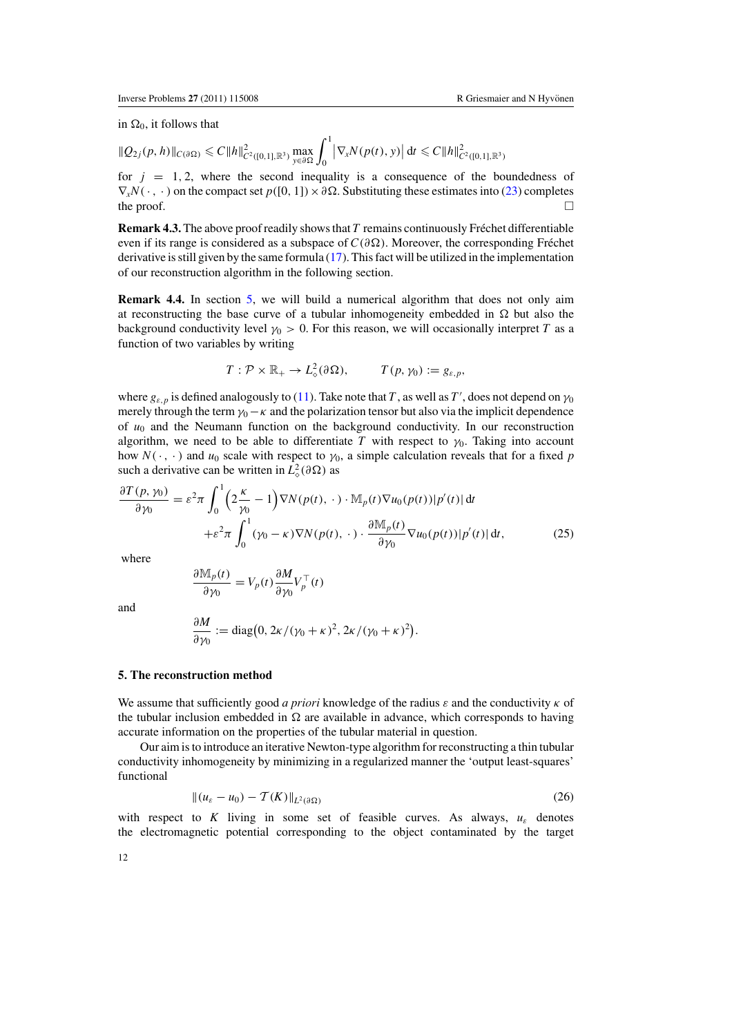in $\Omega_0$, it follows that

$$\|Q_{2j}(p,h)\|_{C(\partial\Omega)} \leqslant C\|h\|^2_{C^2([0,1],\mathbb{R}^3)} \max_{y\in\partial\Omega} \int_0^1 \left|\nabla_x N(p(t),y)\right| \mathrm{d}t \leqslant C\|h\|^2_{C^2([0,1],\mathbb{R}^3)}$$

for $j = 1, 2$, where the second inequality is a consequence of the boundedness of $\nabla_x N(\cdot,\cdot)$ on the compact set $p([0,1]) \times \partial\Omega$. Substituting these estimates into (23) completes the proof. □

**Remark 4.3.** The above proof readily shows that $T$ remains continuously Fréchet differentiable even if its range is considered as a subspace of $C(\partial\Omega)$. Moreover, the corresponding Fréchet derivative is still given by the same formula (17). This fact will be utilized in the implementation of our reconstruction algorithm in the following section.

**Remark 4.4.** In section 5, we will build a numerical algorithm that does not only aim at reconstructing the base curve of a tubular inhomogeneity embedded in $\Omega$ but also the background conductivity level $\gamma_0 > 0$. For this reason, we will occasionally interpret $T$ as a function of two variables by writing

$$T : \mathcal{P} \times \mathbb{R}_+ \to L^2_\diamond(\partial\Omega), \qquad T(p,\gamma_0) := g_{\varepsilon,p},$$

where $g_{\varepsilon,p}$ is defined analogously to (11). Take note that $T$, as well as $T'$, does not depend on $\gamma_0$ merely through the term $\gamma_0 - \kappa$ and the polarization tensor but also via the implicit dependence of $u_0$ and the Neumann function on the background conductivity. In our reconstruction algorithm, we need to be able to differentiate $T$ with respect to $\gamma_0$. Taking into account how $N(\cdot,\cdot)$ and $u_0$ scale with respect to $\gamma_0$, a simple calculation reveals that for a fixed $p$ such a derivative can be written in $L^2_\diamond(\partial\Omega)$ as

$$\begin{aligned}\frac{\partial T(p,\gamma_0)}{\partial\gamma_0} = \varepsilon^2\pi \int_0^1 \Big(2\frac{\kappa}{\gamma_0} - 1\Big) \nabla N(p(t),\cdot) \cdot \mathbb{M}_p(t)\nabla u_0(p(t))|p'(t)|\,\mathrm{d}t \\ + \varepsilon^2\pi \int_0^1 (\gamma_0-\kappa)\nabla N(p(t),\cdot) \cdot \frac{\partial \mathbb{M}_p(t)}{\partial\gamma_0} \nabla u_0(p(t))|p'(t)|\,\mathrm{d}t,\end{aligned} \tag{25}$$

where

$$\frac{\partial \mathbb{M}_p(t)}{\partial\gamma_0} = V_p(t)\frac{\partial M}{\partial \gamma_0}V_p^\top(t)$$

and

$$\frac{\partial M}{\partial\gamma_0} := \mathrm{diag}\big(0, 2\kappa/(\gamma_0+\kappa)^2, 2\kappa/(\gamma_0+\kappa)^2\big).$$

## 5. The reconstruction method

We assume that sufficiently good *a priori* knowledge of the radius $\varepsilon$ and the conductivity $\kappa$ of the tubular inclusion embedded in $\Omega$ are available in advance, which corresponds to having accurate information on the properties of the tubular material in question.

Our aim is to introduce an iterative Newton-type algorithm for reconstructing a thin tubular conductivity inhomogeneity by minimizing in a regularized manner the 'output least-squares' functional

$$\|(u_\varepsilon - u_0) - \mathcal{T}(K)\|_{L^2(\partial\Omega)} \tag{26}$$

with respect to $K$ living in some set of feasible curves. As always, $u_\varepsilon$ denotes the electromagnetic potential corresponding to the object contaminated by the target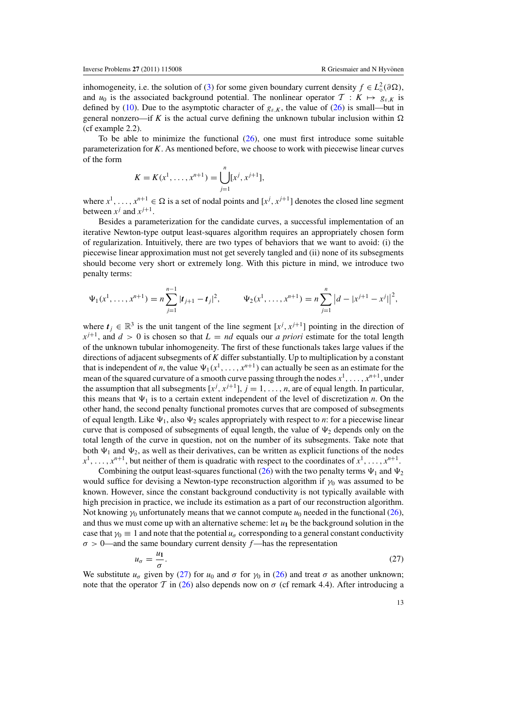inhomogeneity, i.e. the solution of (3) for some given boundary current density $f \in L^2_\diamond(\partial\Omega)$, and $u_0$ is the associated background potential. The nonlinear operator $\mathcal{T} : K \mapsto g_{\varepsilon,K}$ is defined by (10). Due to the asymptotic character of $g_{\varepsilon,K}$, the value of (26) is small—but in general nonzero—if $K$ is the actual curve defining the unknown tubular inclusion within $\Omega$ (cf example 2.2).

To be able to minimize the functional (26), one must first introduce some suitable parameterization for $K$. As mentioned before, we choose to work with piecewise linear curves of the form

$$K = K(x^1, \ldots, x^{n+1}) = \bigcup_{j=1}^{n} [x^j, x^{j+1}],$$

where $x^1, \ldots, x^{n+1} \in \Omega$ is a set of nodal points and $[x^j, x^{j+1}]$ denotes the closed line segment between $x^j$ and $x^{j+1}$.

Besides a parameterization for the candidate curves, a successful implementation of an iterative Newton-type output least-squares algorithm requires an appropriately chosen form of regularization. Intuitively, there are two types of behaviors that we want to avoid: (i) the piecewise linear approximation must not get severely tangled and (ii) none of its subsegments should become very short or extremely long. With this picture in mind, we introduce two penalty terms:

$$\Psi_1(x^1, \ldots, x^{n+1}) = n \sum_{j=1}^{n-1} |\boldsymbol{t}_{j+1} - \boldsymbol{t}_j|^2, \qquad \Psi_2(x^1, \ldots, x^{n+1}) = n \sum_{j=1}^{n} \left| d - |x^{j+1} - x^j| \right|^2,$$

where $\boldsymbol{t}_j \in \mathbb{R}^3$ is the unit tangent of the line segment $[x^j, x^{j+1}]$ pointing in the direction of $x^{j+1}$, and $d > 0$ is chosen so that $L = nd$ equals our *a priori* estimate for the total length of the unknown tubular inhomogeneity. The first of these functionals takes large values if the directions of adjacent subsegments of $K$ differ substantially. Up to multiplication by a constant that is independent of $n$, the value $\Psi_1(x^1, \ldots, x^{n+1})$ can actually be seen as an estimate for the mean of the squared curvature of a smooth curve passing through the nodes $x^1, \ldots, x^{n+1}$, under the assumption that all subsegments $[x^j, x^{j+1}]$, $j = 1, \ldots, n$, are of equal length. In particular, this means that $\Psi_1$ is to a certain extent independent of the level of discretization $n$. On the other hand, the second penalty functional promotes curves that are composed of subsegments of equal length. Like $\Psi_1$, also $\Psi_2$ scales appropriately with respect to $n$: for a piecewise linear curve that is composed of subsegments of equal length, the value of $\Psi_2$ depends only on the total length of the curve in question, not on the number of its subsegments. Take note that both $\Psi_1$ and $\Psi_2$, as well as their derivatives, can be written as explicit functions of the nodes $x^1, \ldots, x^{n+1}$, but neither of them is quadratic with respect to the coordinates of $x^1, \ldots, x^{n+1}$.

Combining the output least-squares functional (26) with the two penalty terms $\Psi_1$ and $\Psi_2$ would suffice for devising a Newton-type reconstruction algorithm if $\gamma_0$ was assumed to be known. However, since the constant background conductivity is not typically available with high precision in practice, we include its estimation as a part of our reconstruction algorithm. Not knowing $\gamma_0$ unfortunately means that we cannot compute $u_0$ needed in the functional (26), and thus we must come up with an alternative scheme: let $u_{\mathbf{1}}$ be the background solution in the case that $\gamma_0 \equiv 1$ and note that the potential $u_\sigma$ corresponding to a general constant conductivity $\sigma > 0$—and the same boundary current density $f$—has the representation

$$u_\sigma = \frac{u_{\mathbf{1}}}{\sigma}. \tag{27}$$

We substitute $u_\sigma$ given by (27) for $u_0$ and $\sigma$ for $\gamma_0$ in (26) and treat $\sigma$ as another unknown; note that the operator $\mathcal{T}$ in (26) also depends now on $\sigma$ (cf remark 4.4). After introducing a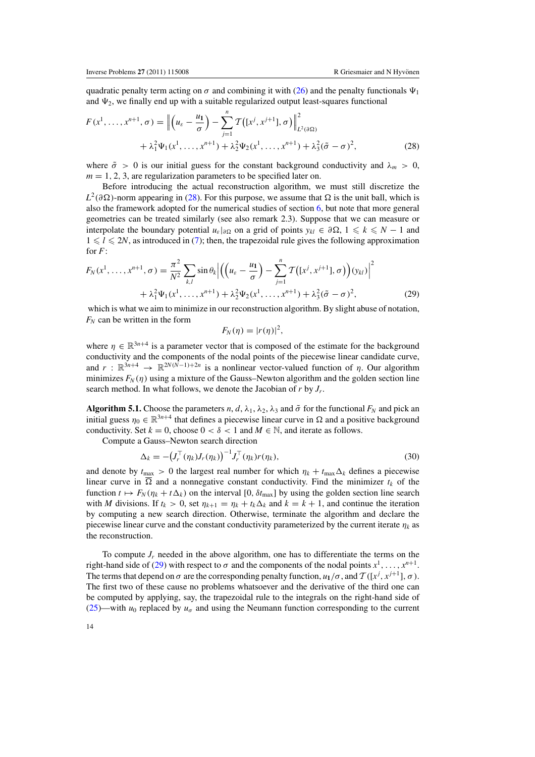quadratic penalty term acting on $\sigma$ and combining it with (26) and the penalty functionals $\Psi_1$ and $\Psi_2$, we finally end up with a suitable regularized output least-squares functional

$$
\begin{aligned}
F(x^1,\dots,x^{n+1},\sigma) = \Big\| \Big(u_\varepsilon - \frac{u_{\mathbf{1}}}{\sigma}\Big) - \sum_{j=1}^{n} \mathcal{T}\big([x^j,x^{j+1}],\sigma\big)\Big\|^2_{L^2(\partial\Omega)} \\
+ \lambda_1^2 \Psi_1(x^1,\dots,x^{n+1}) + \lambda_2^2 \Psi_2(x^1,\dots,x^{n+1}) + \lambda_3^2(\tilde\sigma - \sigma)^2,
\end{aligned}
\tag{28}
$$

where $\tilde\sigma > 0$ is our initial guess for the constant background conductivity and $\lambda_m > 0$, $m = 1, 2, 3$, are regularization parameters to be specified later on.

Before introducing the actual reconstruction algorithm, we must still discretize the $L^2(\partial\Omega)$-norm appearing in (28). For this purpose, we assume that $\Omega$ is the unit ball, which is also the framework adopted for the numerical studies of section 6, but note that more general geometries can be treated similarly (see also remark 2.3). Suppose that we can measure or interpolate the boundary potential $u_\varepsilon|_{\partial\Omega}$ on a grid of points $y_{kl} \in \partial\Omega$, $1 \leqslant k \leqslant N-1$ and $1 \leqslant l \leqslant 2N$, as introduced in (7); then, the trapezoidal rule gives the following approximation for $F$:

$$
\begin{aligned}
F_N(x^1,\dots,x^{n+1},\sigma) = \frac{\pi^2}{N^2}\sum_{k,l} \sin\theta_k \Big| \Big(\Big(u_\varepsilon - \frac{u_{\mathbf{1}}}{\sigma}\Big) - \sum_{j=1}^{n} \mathcal{T}\big([x^j,x^{j+1}],\sigma\big)\Big)(y_{kl})\Big|^2 \\
+ \lambda_1^2 \Psi_1(x^1,\dots,x^{n+1}) + \lambda_2^2 \Psi_2(x^1,\dots,x^{n+1}) + \lambda_3^2(\tilde\sigma - \sigma)^2,
\end{aligned}
\tag{29}
$$

which is what we aim to minimize in our reconstruction algorithm. By slight abuse of notation, $F_N$ can be written in the form

$$
F_N(\eta) = |r(\eta)|^2,
$$

where $\eta \in \mathbb{R}^{3n+4}$ is a parameter vector that is composed of the estimate for the background conductivity and the components of the nodal points of the piecewise linear candidate curve, and $r : \mathbb{R}^{3n+4} \to \mathbb{R}^{2N(N-1)+2n}$ is a nonlinear vector-valued function of $\eta$. Our algorithm minimizes $F_N(\eta)$ using a mixture of the Gauss–Newton algorithm and the golden section line search method. In what follows, we denote the Jacobian of $r$ by $J_r$.

**Algorithm 5.1.** Choose the parameters $n, d, \lambda_1, \lambda_2, \lambda_3$ and $\tilde\sigma$ for the functional $F_N$ and pick an initial guess $\eta_0 \in \mathbb{R}^{3n+4}$ that defines a piecewise linear curve in $\Omega$ and a positive background conductivity. Set $k = 0$, choose $0 < \delta < 1$ and $M \in \mathbb{N}$, and iterate as follows.

Compute a Gauss–Newton search direction

$$
\Delta_k = -\big(J_r^\top(\eta_k) J_r(\eta_k)\big)^{-1} J_r^\top(\eta_k) r(\eta_k),
\tag{30}
$$

and denote by $t_{\max} > 0$ the largest real number for which $\eta_k + t_{\max}\Delta_k$ defines a piecewise linear curve in $\overline{\Omega}$ and a nonnegative constant conductivity. Find the minimizer $t_k$ of the function $t \mapsto F_N(\eta_k + t\Delta_k)$ on the interval $[0, \delta t_{\max}]$ by using the golden section line search with $M$ divisions. If $t_k > 0$, set $\eta_{k+1} = \eta_k + t_k\Delta_k$ and $k = k+1$, and continue the iteration by computing a new search direction. Otherwise, terminate the algorithm and declare the piecewise linear curve and the constant conductivity parameterized by the current iterate $\eta_k$ as the reconstruction.

To compute $J_r$ needed in the above algorithm, one has to differentiate the terms on the right-hand side of (29) with respect to $\sigma$ and the components of the nodal points $x^1,\dots,x^{n+1}$. The terms that depend on $\sigma$ are the corresponding penalty function, $u_{\mathbf{1}}/\sigma$, and $\mathcal{T}([x^j,x^{j+1}],\sigma)$. The first two of these cause no problems whatsoever and the derivative of the third one can be computed by applying, say, the trapezoidal rule to the integrals on the right-hand side of (25)—with $u_0$ replaced by $u_\sigma$ and using the Neumann function corresponding to the current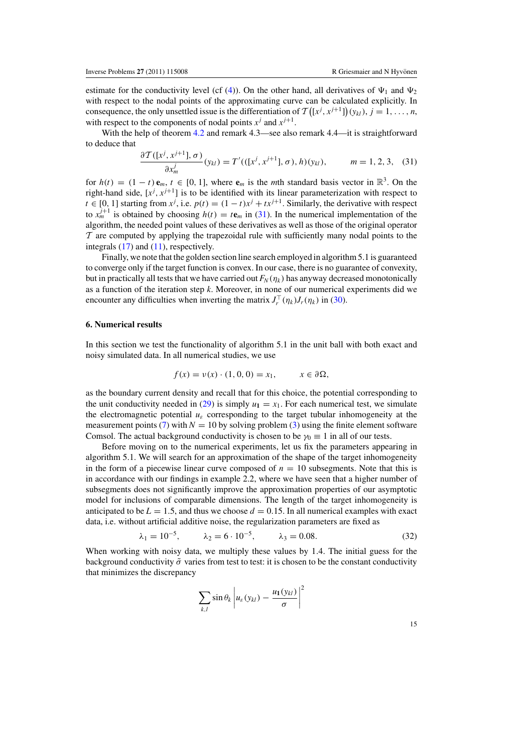estimate for the conductivity level (cf (4)). On the other hand, all derivatives of $\Psi_1$ and $\Psi_2$ with respect to the nodal points of the approximating curve can be calculated explicitly. In consequence, the only unsettled issue is the differentiation of $\mathcal{T}\left([x^j, x^{j+1}]\right)(y_{kl})$, $j = 1, \ldots, n$, with respect to the components of nodal points $x^j$ and $x^{j+1}$.

With the help of theorem 4.2 and remark 4.3—see also remark 4.4—it is straightforward to deduce that

$$\frac{\partial \mathcal{T}([x^j, x^{j+1}], \sigma)}{\partial x^j_m}(y_{kl}) = T'(([x^j, x^{j+1}], \sigma), h)(y_{kl}), \qquad m = 1, 2, 3, \quad (31)$$

for $h(t) = (1-t)\,\mathbf{e}_m$, $t \in [0, 1]$, where $\mathbf{e}_m$ is the $m$th standard basis vector in $\mathbb{R}^3$. On the right-hand side, $[x^j, x^{j+1}]$ is to be identified with its linear parameterization with respect to $t \in [0, 1]$ starting from $x^j$, i.e. $p(t) = (1-t)x^j + tx^{j+1}$. Similarly, the derivative with respect to $x^{j+1}_m$ is obtained by choosing $h(t) = t\mathbf{e}_m$ in (31). In the numerical implementation of the algorithm, the needed point values of these derivatives as well as those of the original operator $\mathcal{T}$ are computed by applying the trapezoidal rule with sufficiently many nodal points to the integrals (17) and (11), respectively.

Finally, we note that the golden section line search employed in algorithm 5.1 is guaranteed to converge only if the target function is convex. In our case, there is no guarantee of convexity, but in practically all tests that we have carried out $F_N(\eta_k)$ has anyway decreased monotonically as a function of the iteration step $k$. Moreover, in none of our numerical experiments did we encounter any difficulties when inverting the matrix $J_r^\top(\eta_k)J_r(\eta_k)$ in (30).

## 6. Numerical results

In this section we test the functionality of algorithm 5.1 in the unit ball with both exact and noisy simulated data. In all numerical studies, we use

$$f(x) = \nu(x) \cdot (1, 0, 0) = x_1, \qquad x \in \partial\Omega,$$

as the boundary current density and recall that for this choice, the potential corresponding to the unit conductivity needed in (29) is simply $u_{\mathbf{1}} = x_1$. For each numerical test, we simulate the electromagnetic potential $u_\varepsilon$ corresponding to the target tubular inhomogeneity at the measurement points (7) with $N = 10$ by solving problem (3) using the finite element software Comsol. The actual background conductivity is chosen to be $\gamma_0 \equiv 1$ in all of our tests.

Before moving on to the numerical experiments, let us fix the parameters appearing in algorithm 5.1. We will search for an approximation of the shape of the target inhomogeneity in the form of a piecewise linear curve composed of $n = 10$ subsegments. Note that this is in accordance with our findings in example 2.2, where we have seen that a higher number of subsegments does not significantly improve the approximation properties of our asymptotic model for inclusions of comparable dimensions. The length of the target inhomogeneity is anticipated to be $L = 1.5$, and thus we choose $d = 0.15$. In all numerical examples with exact data, i.e. without artificial additive noise, the regularization parameters are fixed as

$$\lambda_1 = 10^{-5}, \qquad \lambda_2 = 6 \cdot 10^{-5}, \qquad \lambda_3 = 0.08. \quad (32)$$

When working with noisy data, we multiply these values by 1.4. The initial guess for the background conductivity $\tilde{\sigma}$ varies from test to test: it is chosen to be the constant conductivity that minimizes the discrepancy

$$\sum_{k,l} \sin\theta_k \left| u_\varepsilon(y_{kl}) - \frac{u_{\mathbf{1}}(y_{kl})}{\sigma} \right|^2$$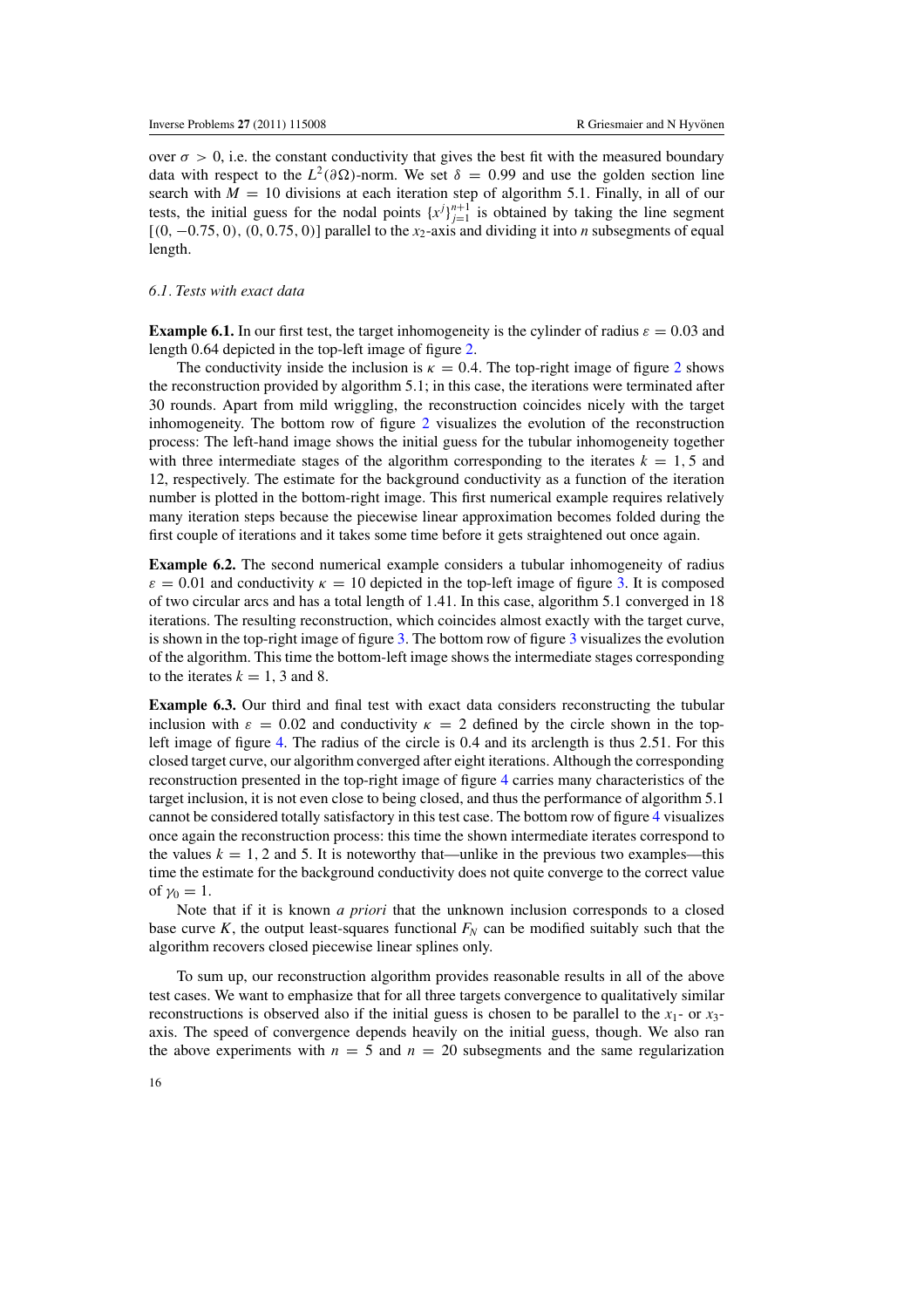over $\sigma > 0$, i.e. the constant conductivity that gives the best fit with the measured boundary data with respect to the $L^2(\partial\Omega)$-norm. We set $\delta = 0.99$ and use the golden section line search with $M = 10$ divisions at each iteration step of algorithm 5.1. Finally, in all of our tests, the initial guess for the nodal points $\{x^j\}_{j=1}^{n+1}$ is obtained by taking the line segment $[(0, -0.75, 0), (0, 0.75, 0)]$ parallel to the $x_2$-axis and dividing it into $n$ subsegments of equal length.

### *6.1. Tests with exact data*

**Example 6.1.** In our first test, the target inhomogeneity is the cylinder of radius $\varepsilon = 0.03$ and length 0.64 depicted in the top-left image of figure 2.

The conductivity inside the inclusion is $\kappa = 0.4$. The top-right image of figure 2 shows the reconstruction provided by algorithm 5.1; in this case, the iterations were terminated after 30 rounds. Apart from mild wriggling, the reconstruction coincides nicely with the target inhomogeneity. The bottom row of figure 2 visualizes the evolution of the reconstruction process: The left-hand image shows the initial guess for the tubular inhomogeneity together with three intermediate stages of the algorithm corresponding to the iterates $k = 1, 5$ and 12, respectively. The estimate for the background conductivity as a function of the iteration number is plotted in the bottom-right image. This first numerical example requires relatively many iteration steps because the piecewise linear approximation becomes folded during the first couple of iterations and it takes some time before it gets straightened out once again.

**Example 6.2.** The second numerical example considers a tubular inhomogeneity of radius $\varepsilon = 0.01$ and conductivity $\kappa = 10$ depicted in the top-left image of figure 3. It is composed of two circular arcs and has a total length of 1.41. In this case, algorithm 5.1 converged in 18 iterations. The resulting reconstruction, which coincides almost exactly with the target curve, is shown in the top-right image of figure 3. The bottom row of figure 3 visualizes the evolution of the algorithm. This time the bottom-left image shows the intermediate stages corresponding to the iterates $k = 1, 3$ and 8.

**Example 6.3.** Our third and final test with exact data considers reconstructing the tubular inclusion with $\varepsilon = 0.02$ and conductivity $\kappa = 2$ defined by the circle shown in the top-left image of figure 4. The radius of the circle is 0.4 and its arclength is thus 2.51. For this closed target curve, our algorithm converged after eight iterations. Although the corresponding reconstruction presented in the top-right image of figure 4 carries many characteristics of the target inclusion, it is not even close to being closed, and thus the performance of algorithm 5.1 cannot be considered totally satisfactory in this test case. The bottom row of figure 4 visualizes once again the reconstruction process: this time the shown intermediate iterates correspond to the values $k = 1, 2$ and 5. It is noteworthy that—unlike in the previous two examples—this time the estimate for the background conductivity does not quite converge to the correct value of $\gamma_0 = 1$.

Note that if it is known *a priori* that the unknown inclusion corresponds to a closed base curve $K$, the output least-squares functional $F_N$ can be modified suitably such that the algorithm recovers closed piecewise linear splines only.

To sum up, our reconstruction algorithm provides reasonable results in all of the above test cases. We want to emphasize that for all three targets convergence to qualitatively similar reconstructions is observed also if the initial guess is chosen to be parallel to the $x_1$- or $x_3$-axis. The speed of convergence depends heavily on the initial guess, though. We also ran the above experiments with $n = 5$ and $n = 20$ subsegments and the same regularization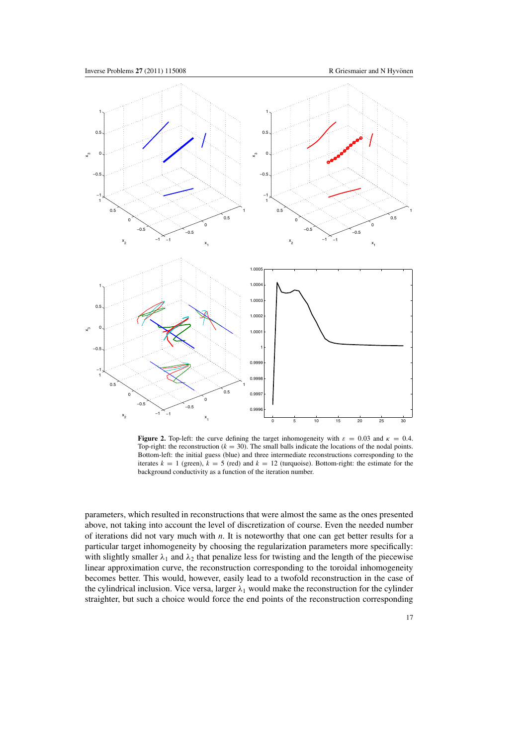**Figure 2.** Top-left: the curve defining the target inhomogeneity with $\varepsilon = 0.03$ and $\kappa = 0.4$. Top-right: the reconstruction ($k = 30$). The small balls indicate the locations of the nodal points. Bottom-left: the initial guess (blue) and three intermediate reconstructions corresponding to the iterates $k = 1$ (green), $k = 5$ (red) and $k = 12$ (turquoise). Bottom-right: the estimate for the background conductivity as a function of the iteration number.

parameters, which resulted in reconstructions that were almost the same as the ones presented above, not taking into account the level of discretization of course. Even the needed number of iterations did not vary much with $n$. It is noteworthy that one can get better results for a particular target inhomogeneity by choosing the regularization parameters more specifically: with slightly smaller $\lambda_1$ and $\lambda_2$ that penalize less for twisting and the length of the piecewise linear approximation curve, the reconstruction corresponding to the toroidal inhomogeneity becomes better. This would, however, easily lead to a twofold reconstruction in the case of the cylindrical inclusion. Vice versa, larger $\lambda_1$ would make the reconstruction for the cylinder straighter, but such a choice would force the end points of the reconstruction corresponding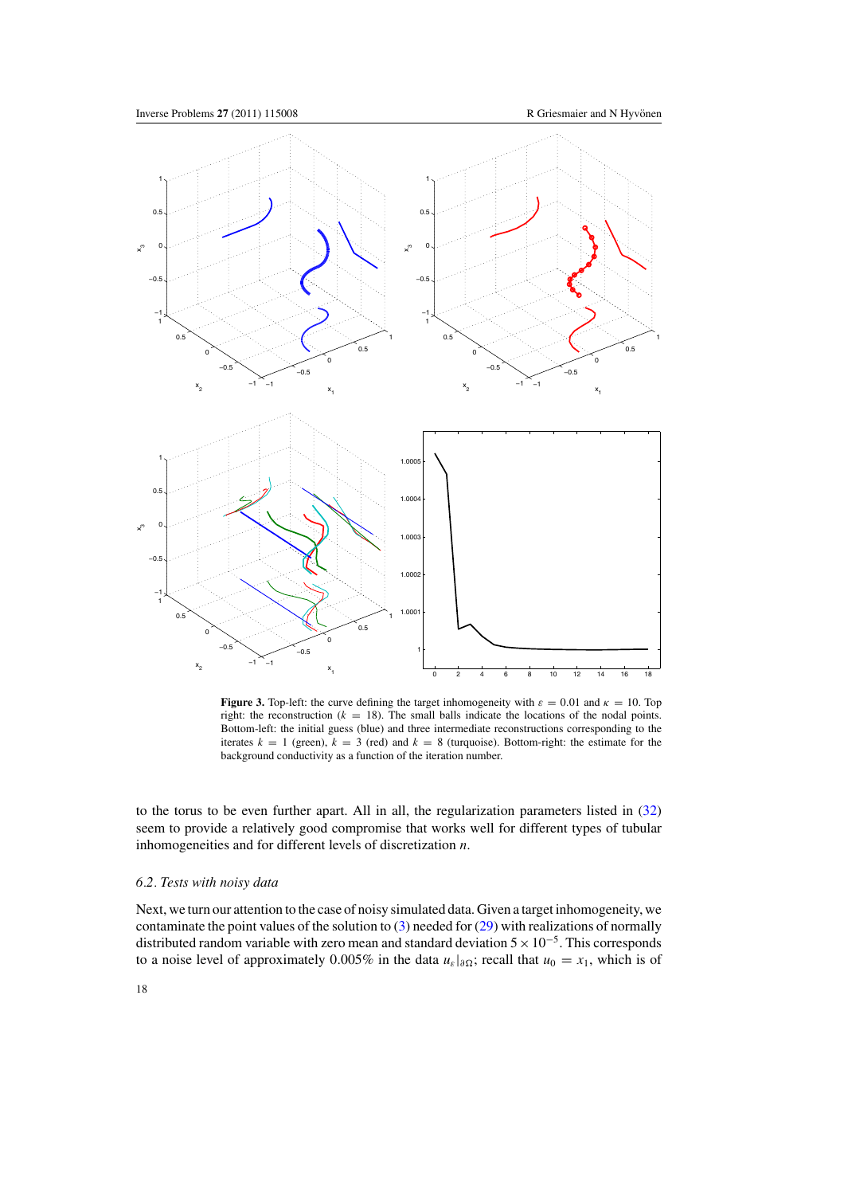**Figure 3.** Top-left: the curve defining the target inhomogeneity with $\varepsilon = 0.01$ and $\kappa = 10$. Top right: the reconstruction ($k = 18$). The small balls indicate the locations of the nodal points. Bottom-left: the initial guess (blue) and three intermediate reconstructions corresponding to the iterates $k = 1$ (green), $k = 3$ (red) and $k = 8$ (turquoise). Bottom-right: the estimate for the background conductivity as a function of the iteration number.

to the torus to be even further apart. All in all, the regularization parameters listed in (32) seem to provide a relatively good compromise that works well for different types of tubular inhomogeneities and for different levels of discretization $n$.

### 6.2. Tests with noisy data

Next, we turn our attention to the case of noisy simulated data. Given a target inhomogeneity, we contaminate the point values of the solution to (3) needed for (29) with realizations of normally distributed random variable with zero mean and standard deviation $5 \times 10^{-5}$. This corresponds to a noise level of approximately 0.005% in the data $u_\varepsilon|_{\partial\Omega}$; recall that $u_0 = x_1$, which is of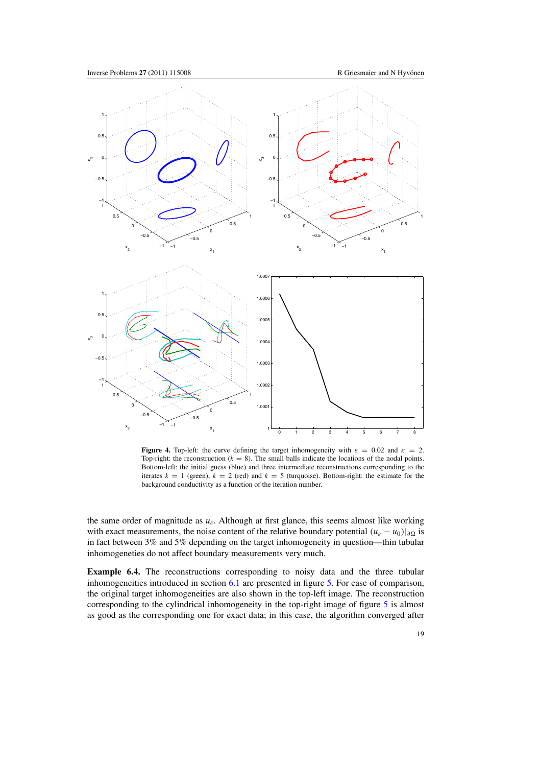**Figure 4.** Top-left: the curve defining the target inhomogeneity with $\varepsilon = 0.02$ and $\kappa = 2$. Top-right: the reconstruction ($k = 8$). The small balls indicate the locations of the nodal points. Bottom-left: the initial guess (blue) and three intermediate reconstructions corresponding to the iterates $k = 1$ (green), $k = 2$ (red) and $k = 5$ (turquoise). Bottom-right: the estimate for the background conductivity as a function of the iteration number.

the same order of magnitude as $u_\varepsilon$. Although at first glance, this seems almost like working with exact measurements, the noise content of the relative boundary potential $(u_\varepsilon - u_0)|_{\partial\Omega}$ is in fact between 3% and 5% depending on the target inhomogeneity in question—thin tubular inhomogeneties do not affect boundary measurements very much.

**Example 6.4.** The reconstructions corresponding to noisy data and the three tubular inhomogeneities introduced in section 6.1 are presented in figure 5. For ease of comparison, the original target inhomogeneities are also shown in the top-left image. The reconstruction corresponding to the cylindrical inhomogeneity in the top-right image of figure 5 is almost as good as the corresponding one for exact data; in this case, the algorithm converged after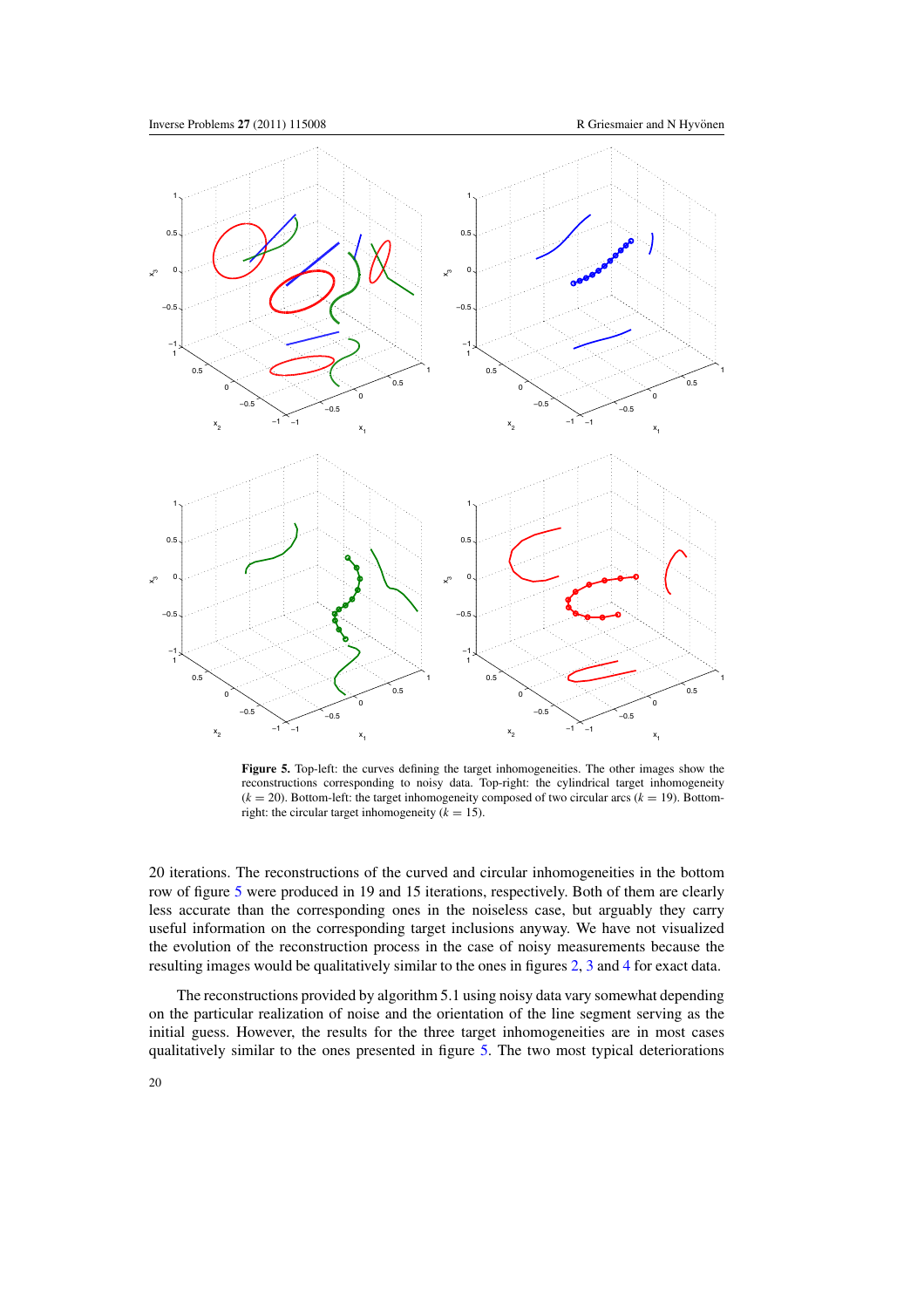**Figure 5.** Top-left: the curves defining the target inhomogeneities. The other images show the reconstructions corresponding to noisy data. Top-right: the cylindrical target inhomogeneity ($k = 20$). Bottom-left: the target inhomogeneity composed of two circular arcs ($k = 19$). Bottom-right: the circular target inhomogeneity ($k = 15$).

20 iterations. The reconstructions of the curved and circular inhomogeneities in the bottom row of figure 5 were produced in 19 and 15 iterations, respectively. Both of them are clearly less accurate than the corresponding ones in the noiseless case, but arguably they carry useful information on the corresponding target inclusions anyway. We have not visualized the evolution of the reconstruction process in the case of noisy measurements because the resulting images would be qualitatively similar to the ones in figures 2, 3 and 4 for exact data.

The reconstructions provided by algorithm 5.1 using noisy data vary somewhat depending on the particular realization of noise and the orientation of the line segment serving as the initial guess. However, the results for the three target inhomogeneities are in most cases qualitatively similar to the ones presented in figure 5. The two most typical deteriorations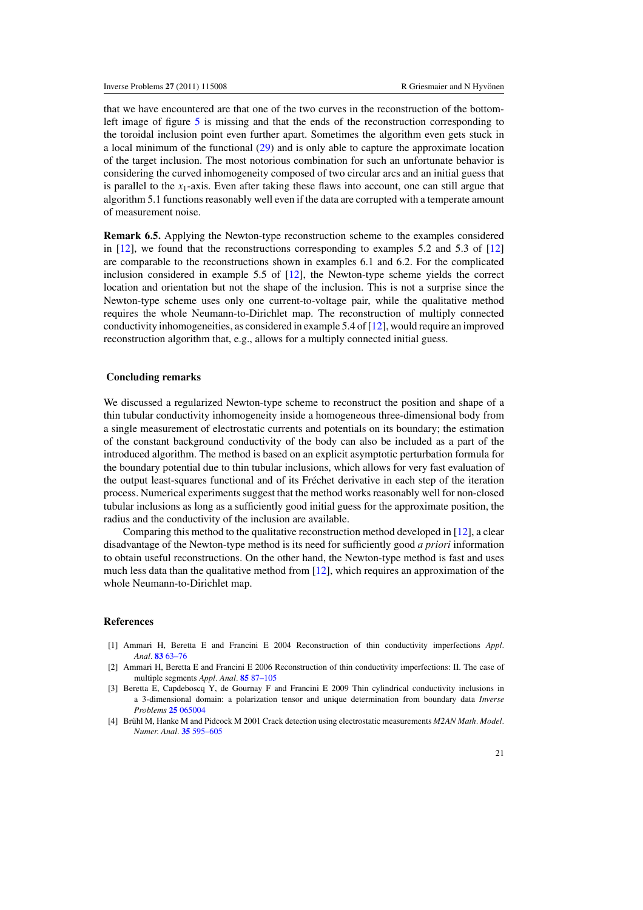that we have encountered are that one of the two curves in the reconstruction of the bottom-left image of figure 5 is missing and that the ends of the reconstruction corresponding to the toroidal inclusion point even further apart. Sometimes the algorithm even gets stuck in a local minimum of the functional (29) and is only able to capture the approximate location of the target inclusion. The most notorious combination for such an unfortunate behavior is considering the curved inhomogeneity composed of two circular arcs and an initial guess that is parallel to the $x_1$-axis. Even after taking these flaws into account, one can still argue that algorithm 5.1 functions reasonably well even if the data are corrupted with a temperate amount of measurement noise.

**Remark 6.5.** Applying the Newton-type reconstruction scheme to the examples considered in [12], we found that the reconstructions corresponding to examples 5.2 and 5.3 of [12] are comparable to the reconstructions shown in examples 6.1 and 6.2. For the complicated inclusion considered in example 5.5 of [12], the Newton-type scheme yields the correct location and orientation but not the shape of the inclusion. This is not a surprise since the Newton-type scheme uses only one current-to-voltage pair, while the qualitative method requires the whole Neumann-to-Dirichlet map. The reconstruction of multiply connected conductivity inhomogeneities, as considered in example 5.4 of [12], would require an improved reconstruction algorithm that, e.g., allows for a multiply connected initial guess.

## Concluding remarks

We discussed a regularized Newton-type scheme to reconstruct the position and shape of a thin tubular conductivity inhomogeneity inside a homogeneous three-dimensional body from a single measurement of electrostatic currents and potentials on its boundary; the estimation of the constant background conductivity of the body can also be included as a part of the introduced algorithm. The method is based on an explicit asymptotic perturbation formula for the boundary potential due to thin tubular inclusions, which allows for very fast evaluation of the output least-squares functional and of its Fréchet derivative in each step of the iteration process. Numerical experiments suggest that the method works reasonably well for non-closed tubular inclusions as long as a sufficiently good initial guess for the approximate position, the radius and the conductivity of the inclusion are available.

Comparing this method to the qualitative reconstruction method developed in [12], a clear disadvantage of the Newton-type method is its need for sufficiently good *a priori* information to obtain useful reconstructions. On the other hand, the Newton-type method is fast and uses much less data than the qualitative method from [12], which requires an approximation of the whole Neumann-to-Dirichlet map.

## References

[1] Ammari H, Beretta E and Francini E 2004 Reconstruction of thin conductivity imperfections *Appl. Anal.* **83** 63–76

[2] Ammari H, Beretta E and Francini E 2006 Reconstruction of thin conductivity imperfections: II. The case of multiple segments *Appl. Anal.* **85** 87–105

[3] Beretta E, Capdeboscq Y, de Gournay F and Francini E 2009 Thin cylindrical conductivity inclusions in a 3-dimensional domain: a polarization tensor and unique determination from boundary data *Inverse Problems* **25** 065004

[4] Brühl M, Hanke M and Pidcock M 2001 Crack detection using electrostatic measurements *M2AN Math. Model. Numer. Anal.* **35** 595–605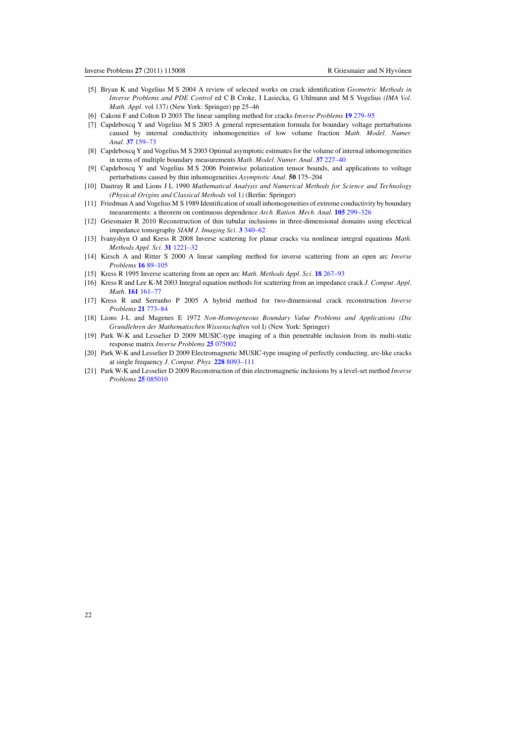[5] Bryan K and Vogelius M S 2004 A review of selected works on crack identification *Geometric Methods in Inverse Problems and PDE Control* ed C B Croke, I Lasiecka, G Uhlmann and M S Vogelius *(IMA Vol. Math. Appl.* vol 137*)* (New York: Springer) pp 25–46

[6] Cakoni F and Colton D 2003 The linear sampling method for cracks *Inverse Problems* **19** 279–95

[7] Capdeboscq Y and Vogelius M S 2003 A general representation formula for boundary voltage perturbations caused by internal conductivity inhomogeneities of low volume fraction *Math. Model. Numer. Anal.* **37** 159–73

[8] Capdeboscq Y and Vogelius M S 2003 Optimal asymptotic estimates for the volume of internal inhomogeneities in terms of multiple boundary measurements *Math. Model. Numer. Anal.* **37** 227–40

[9] Capdeboscq Y and Vogelius M S 2006 Pointwise polarization tensor bounds, and applications to voltage perturbations caused by thin inhomogeneities *Asymptotic Anal.* **50** 175–204

[10] Dautray R and Lions J L 1990 *Mathematical Analysis and Numerical Methods for Science and Technology (Physical Origins and Classical Methods* vol 1*)* (Berlin: Springer)

[11] Friedman A and Vogelius M S 1989 Identification of small inhomogeneities of extreme conductivity by boundary measurements: a theorem on continuous dependence *Arch. Ration. Mech. Anal.* **105** 299–326

[12] Griesmaier R 2010 Reconstruction of thin tubular inclusions in three-dimensional domains using electrical impedance tomography *SIAM J. Imaging Sci.* **3** 340–62

[13] Ivanyshyn O and Kress R 2008 Inverse scattering for planar cracks via nonlinear integral equations *Math. Methods Appl. Sci.* **31** 1221–32

[14] Kirsch A and Ritter S 2000 A linear sampling method for inverse scattering from an open arc *Inverse Problems* **16** 89–105

[15] Kress R 1995 Inverse scattering from an open arc *Math. Methods Appl. Sci.* **18** 267–93

[16] Kress R and Lee K-M 2003 Integral equation methods for scattering from an impedance crack *J. Comput. Appl. Math.* **161** 161–77

[17] Kress R and Serranho P 2005 A hybrid method for two-dimensional crack reconstruction *Inverse Problems* **21** 773–84

[18] Lions J-L and Magenes E 1972 *Non-Homogeneous Boundary Value Problems and Applications (Die Grundlehren der Mathematischen Wissenschaften* vol I*)* (New York: Springer)

[19] Park W-K and Lesselier D 2009 MUSIC-type imaging of a thin penetrable inclusion from its multi-static response matrix *Inverse Problems* **25** 075002

[20] Park W-K and Lesselier D 2009 Electromagnetic MUSIC-type imaging of perfectly conducting, arc-like cracks at single frequency *J. Comput. Phys.* **228** 8093–111

[21] Park W-K and Lesselier D 2009 Reconstruction of thin electromagnetic inclusions by a level-set method *Inverse Problems* **25** 085010